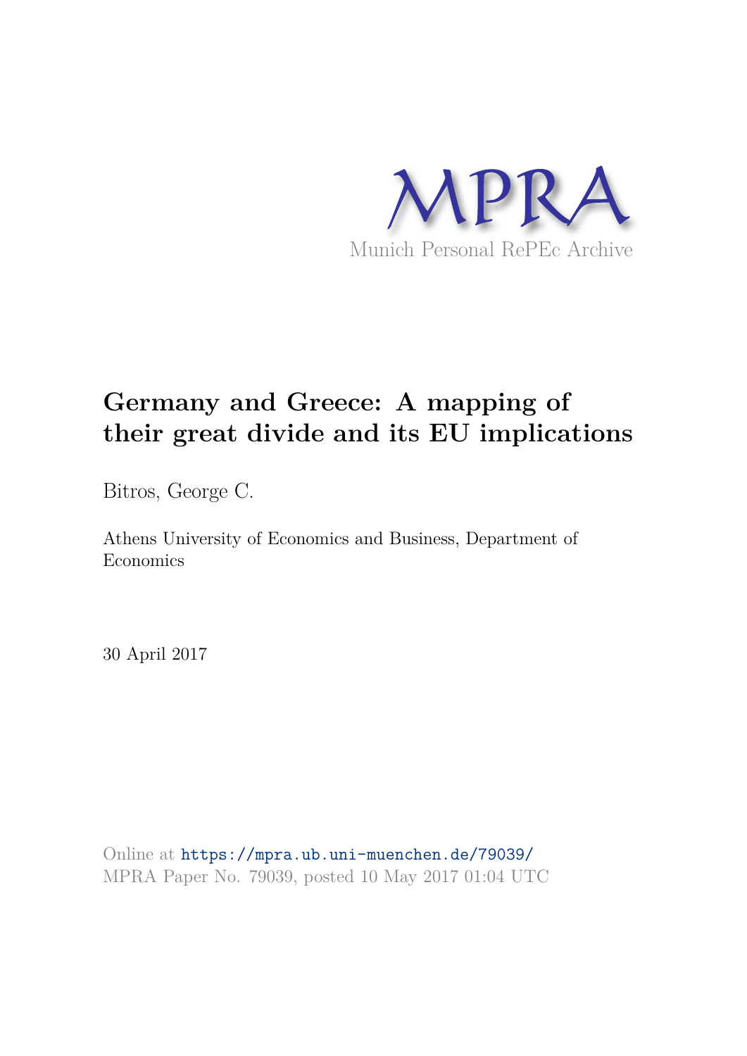MPRA

Munich Personal RePEc Archive

# Germany and Greece: A mapping of their great divide and its EU implications

Bitros, George C.

Athens University of Economics and Business, Department of Economics

30 April 2017

Online at https://mpra.ub.uni-muenchen.de/79039/
MPRA Paper No. 79039, posted 10 May 2017 01:04 UTC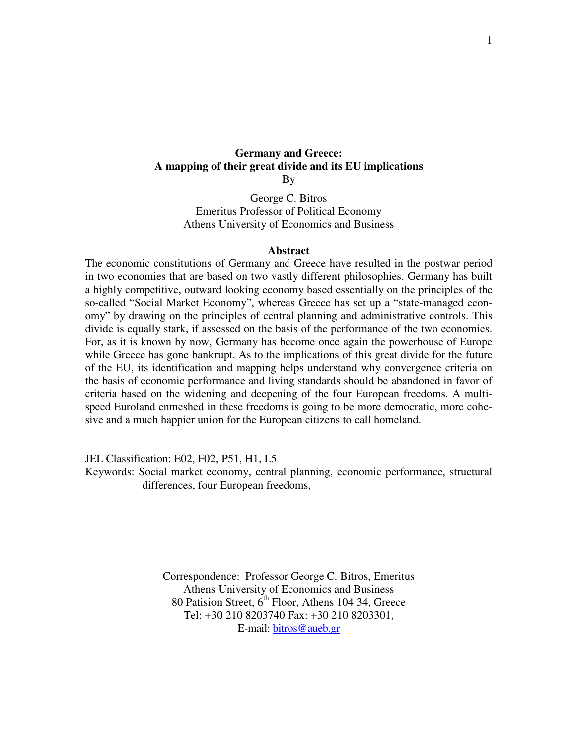# Germany and Greece: A mapping of their great divide and its EU implications

By

George C. Bitros
Emeritus Professor of Political Economy
Athens University of Economics and Business

## Abstract

The economic constitutions of Germany and Greece have resulted in the postwar period in two economies that are based on two vastly different philosophies. Germany has built a highly competitive, outward looking economy based essentially on the principles of the so-called "Social Market Economy", whereas Greece has set up a "state-managed economy" by drawing on the principles of central planning and administrative controls. This divide is equally stark, if assessed on the basis of the performance of the two economies. For, as it is known by now, Germany has become once again the powerhouse of Europe while Greece has gone bankrupt. As to the implications of this great divide for the future of the EU, its identification and mapping helps understand why convergence criteria on the basis of economic performance and living standards should be abandoned in favor of criteria based on the widening and deepening of the four European freedoms. A multi-speed Euroland enmeshed in these freedoms is going to be more democratic, more cohesive and a much happier union for the European citizens to call homeland.

JEL Classification: E02, F02, P51, H1, L5

Keywords: Social market economy, central planning, economic performance, structural differences, four European freedoms,

Correspondence: Professor George C. Bitros, Emeritus
Athens University of Economics and Business
80 Patision Street, 6th Floor, Athens 104 34, Greece
Tel: +30 210 8203740 Fax: +30 210 8203301,
E-mail: bitros@aueb.gr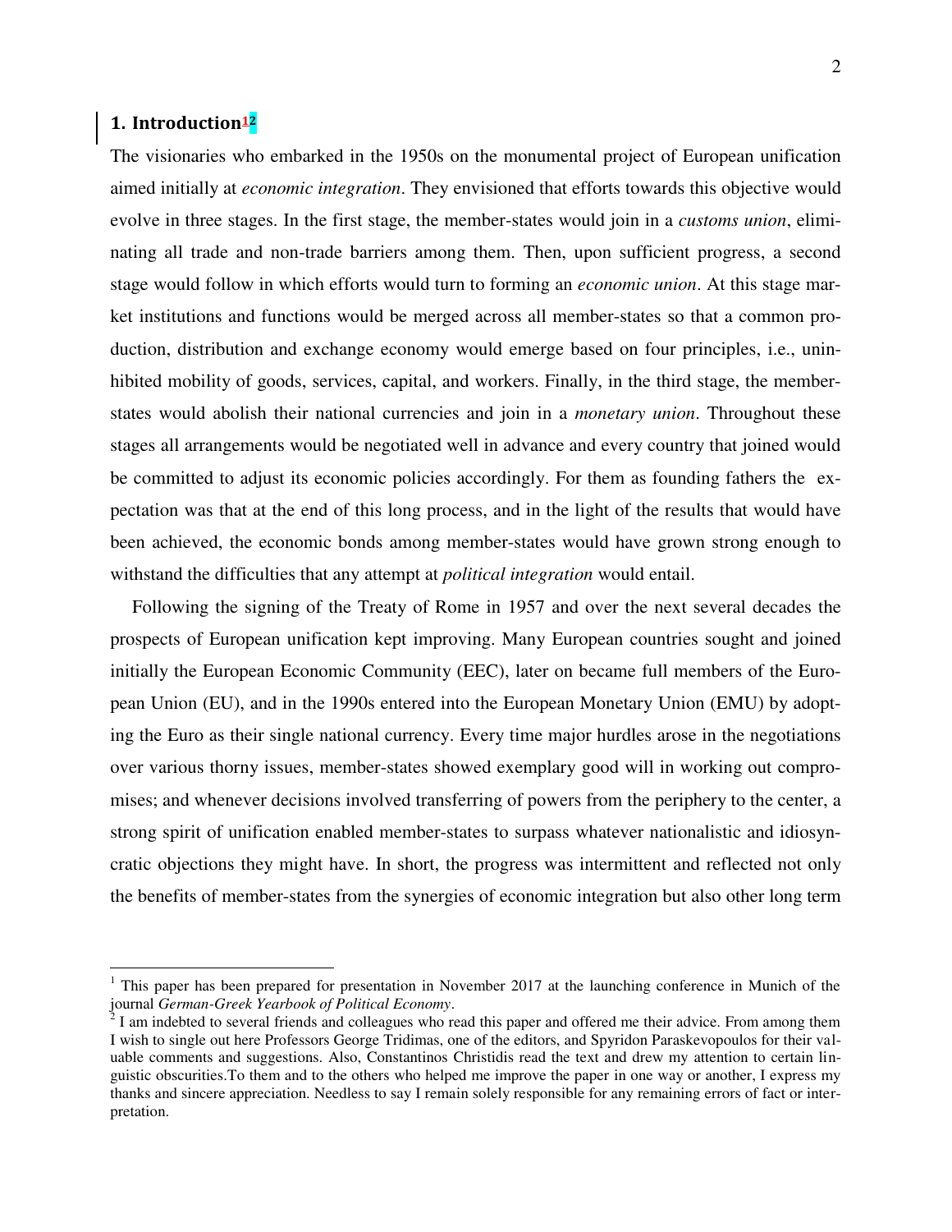## 1. Introduction[1][2]

The visionaries who embarked in the 1950s on the monumental project of European unification aimed initially at *economic integration*. They envisioned that efforts towards this objective would evolve in three stages. In the first stage, the member-states would join in a *customs union*, eliminating all trade and non-trade barriers among them. Then, upon sufficient progress, a second stage would follow in which efforts would turn to forming an *economic union*. At this stage market institutions and functions would be merged across all member-states so that a common production, distribution and exchange economy would emerge based on four principles, i.e., uninhibited mobility of goods, services, capital, and workers. Finally, in the third stage, the member-states would abolish their national currencies and join in a *monetary union*. Throughout these stages all arrangements would be negotiated well in advance and every country that joined would be committed to adjust its economic policies accordingly. For them as founding fathers the expectation was that at the end of this long process, and in the light of the results that would have been achieved, the economic bonds among member-states would have grown strong enough to withstand the difficulties that any attempt at *political integration* would entail.

Following the signing of the Treaty of Rome in 1957 and over the next several decades the prospects of European unification kept improving. Many European countries sought and joined initially the European Economic Community (EEC), later on became full members of the European Union (EU), and in the 1990s entered into the European Monetary Union (EMU) by adopting the Euro as their single national currency. Every time major hurdles arose in the negotiations over various thorny issues, member-states showed exemplary good will in working out compromises; and whenever decisions involved transferring of powers from the periphery to the center, a strong spirit of unification enabled member-states to surpass whatever nationalistic and idiosyncratic objections they might have. In short, the progress was intermittent and reflected not only the benefits of member-states from the synergies of economic integration but also other long term

---

[1] This paper has been prepared for presentation in November 2017 at the launching conference in Munich of the journal *German-Greek Yearbook of Political Economy*.

[2] I am indebted to several friends and colleagues who read this paper and offered me their advice. From among them I wish to single out here Professors George Tridimas, one of the editors, and Spyridon Paraskevopoulos for their valuable comments and suggestions. Also, Constantinos Christidis read the text and drew my attention to certain linguistic obscurities.To them and to the others who helped me improve the paper in one way or another, I express my thanks and sincere appreciation. Needless to say I remain solely responsible for any remaining errors of fact or interpretation.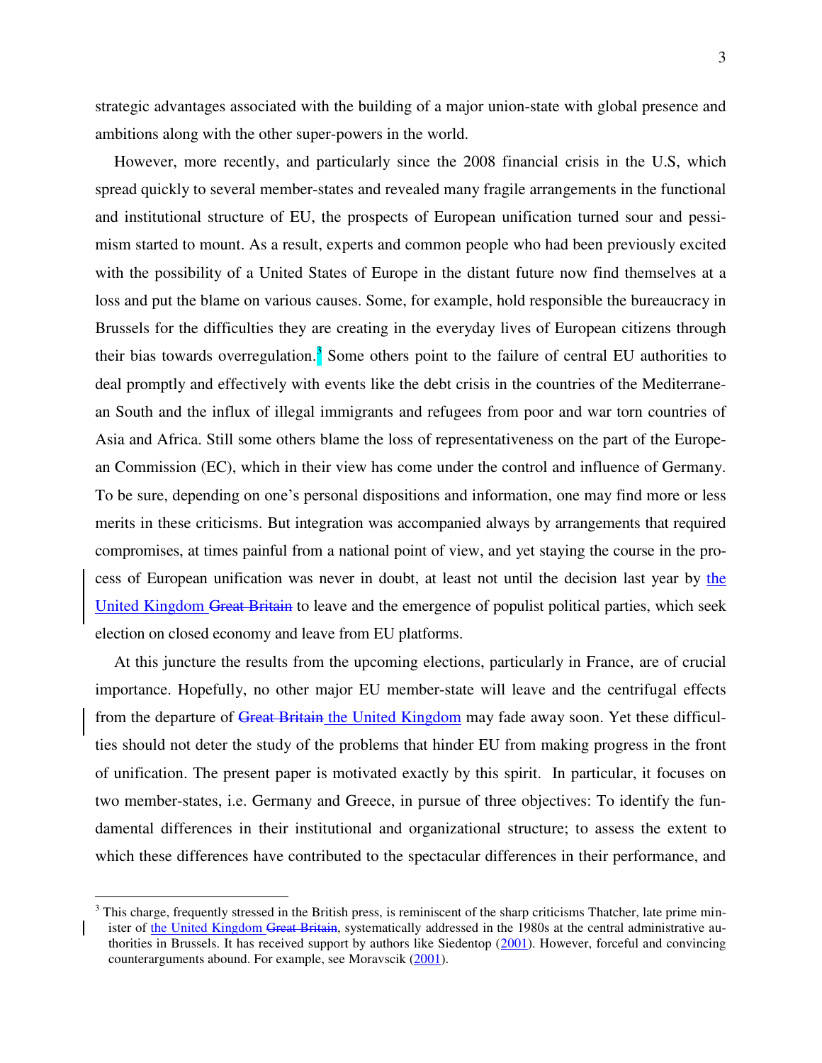strategic advantages associated with the building of a major union-state with global presence and ambitions along with the other super-powers in the world.

However, more recently, and particularly since the 2008 financial crisis in the U.S, which spread quickly to several member-states and revealed many fragile arrangements in the functional and institutional structure of EU, the prospects of European unification turned sour and pessimism started to mount. As a result, experts and common people who had been previously excited with the possibility of a United States of Europe in the distant future now find themselves at a loss and put the blame on various causes. Some, for example, hold responsible the bureaucracy in Brussels for the difficulties they are creating in the everyday lives of European citizens through their bias towards overregulation.[3] Some others point to the failure of central EU authorities to deal promptly and effectively with events like the debt crisis in the countries of the Mediterranean South and the influx of illegal immigrants and refugees from poor and war torn countries of Asia and Africa. Still some others blame the loss of representativeness on the part of the European Commission (EC), which in their view has come under the control and influence of Germany. To be sure, depending on one's personal dispositions and information, one may find more or less merits in these criticisms. But integration was accompanied always by arrangements that required compromises, at times painful from a national point of view, and yet staying the course in the process of European unification was never in doubt, at least not until the decision last year by the United Kingdom ~~Great Britain~~ to leave and the emergence of populist political parties, which seek election on closed economy and leave from EU platforms.

At this juncture the results from the upcoming elections, particularly in France, are of crucial importance. Hopefully, no other major EU member-state will leave and the centrifugal effects from the departure of ~~Great Britain~~ the United Kingdom may fade away soon. Yet these difficulties should not deter the study of the problems that hinder EU from making progress in the front of unification. The present paper is motivated exactly by this spirit. In particular, it focuses on two member-states, i.e. Germany and Greece, in pursue of three objectives: To identify the fundamental differences in their institutional and organizational structure; to assess the extent to which these differences have contributed to the spectacular differences in their performance, and

---

[3] This charge, frequently stressed in the British press, is reminiscent of the sharp criticisms Thatcher, late prime minister of the United Kingdom ~~Great Britain~~, systematically addressed in the 1980s at the central administrative authorities in Brussels. It has received support by authors like Siedentop (2001). However, forceful and convincing counterarguments abound. For example, see Moravscik (2001).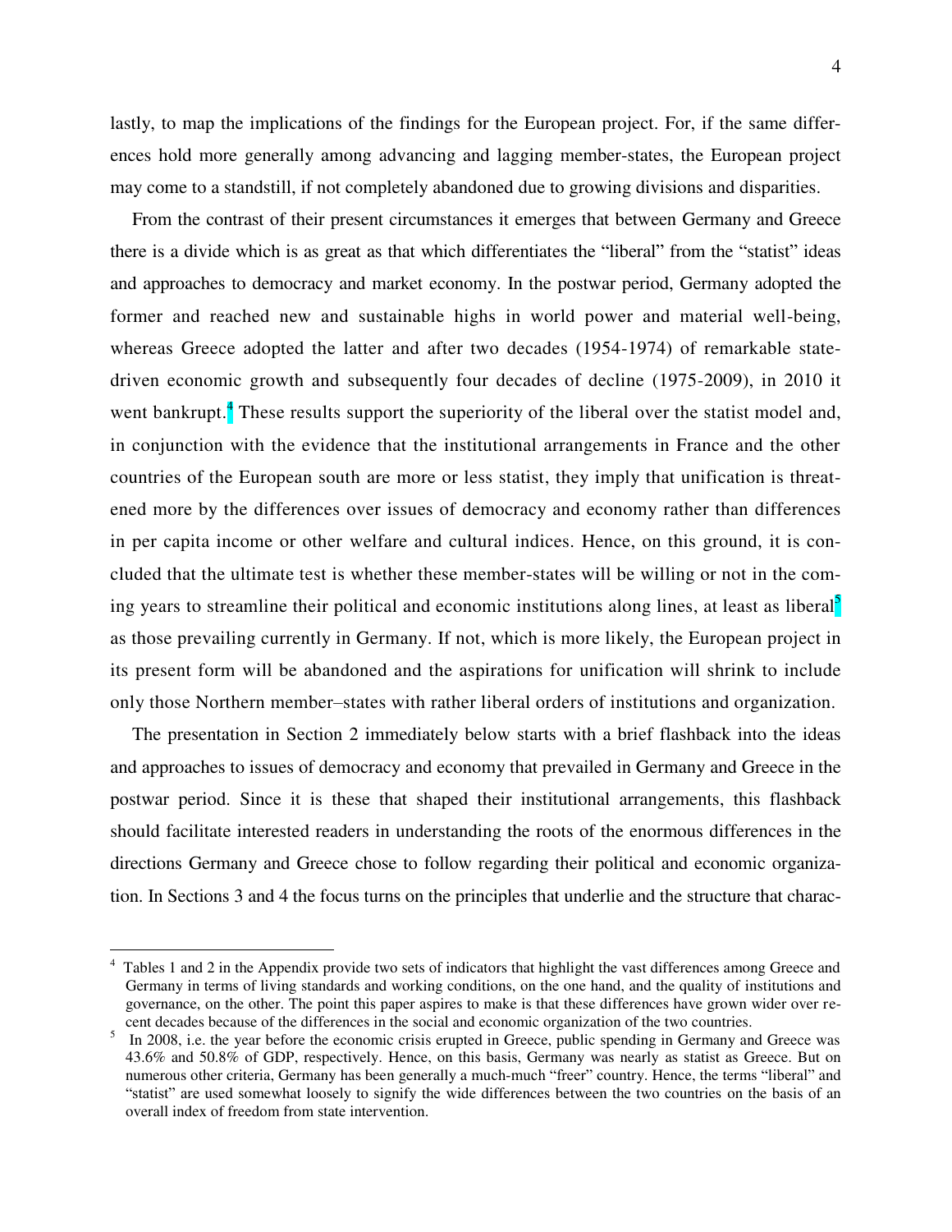lastly, to map the implications of the findings for the European project. For, if the same differences hold more generally among advancing and lagging member-states, the European project may come to a standstill, if not completely abandoned due to growing divisions and disparities.

From the contrast of their present circumstances it emerges that between Germany and Greece there is a divide which is as great as that which differentiates the "liberal" from the "statist" ideas and approaches to democracy and market economy. In the postwar period, Germany adopted the former and reached new and sustainable highs in world power and material well-being, whereas Greece adopted the latter and after two decades (1954-1974) of remarkable state-driven economic growth and subsequently four decades of decline (1975-2009), in 2010 it went bankrupt.[4] These results support the superiority of the liberal over the statist model and, in conjunction with the evidence that the institutional arrangements in France and the other countries of the European south are more or less statist, they imply that unification is threatened more by the differences over issues of democracy and economy rather than differences in per capita income or other welfare and cultural indices. Hence, on this ground, it is concluded that the ultimate test is whether these member-states will be willing or not in the coming years to streamline their political and economic institutions along lines, at least as liberal[5] as those prevailing currently in Germany. If not, which is more likely, the European project in its present form will be abandoned and the aspirations for unification will shrink to include only those Northern member–states with rather liberal orders of institutions and organization.

The presentation in Section 2 immediately below starts with a brief flashback into the ideas and approaches to issues of democracy and economy that prevailed in Germany and Greece in the postwar period. Since it is these that shaped their institutional arrangements, this flashback should facilitate interested readers in understanding the roots of the enormous differences in the directions Germany and Greece chose to follow regarding their political and economic organization. In Sections 3 and 4 the focus turns on the principles that underlie and the structure that charac-

---

[4] Tables 1 and 2 in the Appendix provide two sets of indicators that highlight the vast differences among Greece and Germany in terms of living standards and working conditions, on the one hand, and the quality of institutions and governance, on the other. The point this paper aspires to make is that these differences have grown wider over recent decades because of the differences in the social and economic organization of the two countries.

[5] In 2008, i.e. the year before the economic crisis erupted in Greece, public spending in Germany and Greece was 43.6% and 50.8% of GDP, respectively. Hence, on this basis, Germany was nearly as statist as Greece. But on numerous other criteria, Germany has been generally a much-much "freer" country. Hence, the terms "liberal" and "statist" are used somewhat loosely to signify the wide differences between the two countries on the basis of an overall index of freedom from state intervention.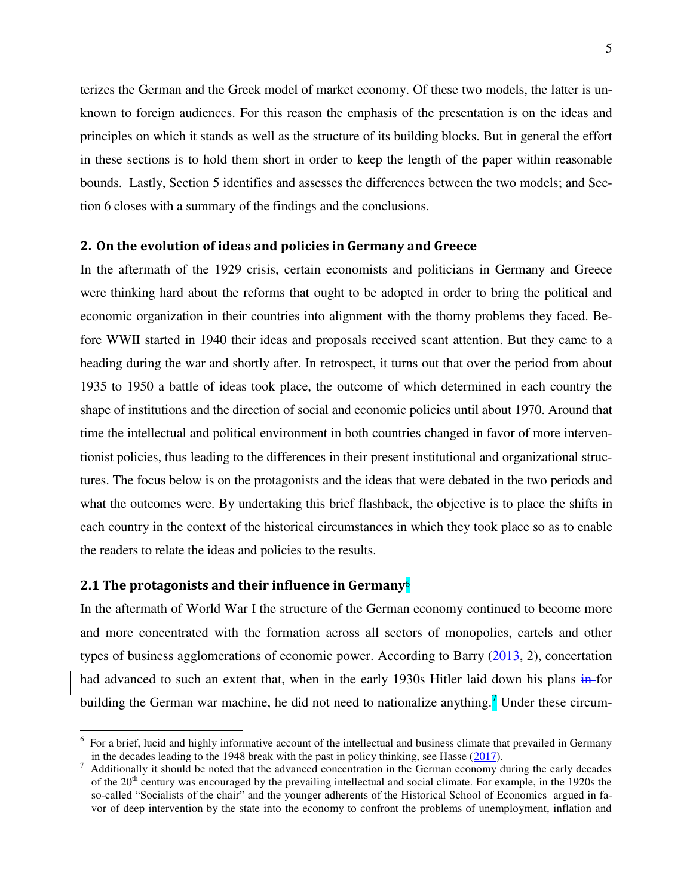terizes the German and the Greek model of market economy. Of these two models, the latter is unknown to foreign audiences. For this reason the emphasis of the presentation is on the ideas and principles on which it stands as well as the structure of its building blocks. But in general the effort in these sections is to hold them short in order to keep the length of the paper within reasonable bounds. Lastly, Section 5 identifies and assesses the differences between the two models; and Section 6 closes with a summary of the findings and the conclusions.

## 2. On the evolution of ideas and policies in Germany and Greece

In the aftermath of the 1929 crisis, certain economists and politicians in Germany and Greece were thinking hard about the reforms that ought to be adopted in order to bring the political and economic organization in their countries into alignment with the thorny problems they faced. Before WWII started in 1940 their ideas and proposals received scant attention. But they came to a heading during the war and shortly after. In retrospect, it turns out that over the period from about 1935 to 1950 a battle of ideas took place, the outcome of which determined in each country the shape of institutions and the direction of social and economic policies until about 1970. Around that time the intellectual and political environment in both countries changed in favor of more interventionist policies, thus leading to the differences in their present institutional and organizational structures. The focus below is on the protagonists and the ideas that were debated in the two periods and what the outcomes were. By undertaking this brief flashback, the objective is to place the shifts in each country in the context of the historical circumstances in which they took place so as to enable the readers to relate the ideas and policies to the results.

### 2.1 The protagonists and their influence in Germany[6]

In the aftermath of World War I the structure of the German economy continued to become more and more concentrated with the formation across all sectors of monopolies, cartels and other types of business agglomerations of economic power. According to Barry (2013, 2), concertation had advanced to such an extent that, when in the early 1930s Hitler laid down his plans in for building the German war machine, he did not need to nationalize anything.[7] Under these circum-

---

[6] For a brief, lucid and highly informative account of the intellectual and business climate that prevailed in Germany in the decades leading to the 1948 break with the past in policy thinking, see Hasse (2017).

[7] Additionally it should be noted that the advanced concentration in the German economy during the early decades of the 20th century was encouraged by the prevailing intellectual and social climate. For example, in the 1920s the so-called "Socialists of the chair" and the younger adherents of the Historical School of Economics argued in favor of deep intervention by the state into the economy to confront the problems of unemployment, inflation and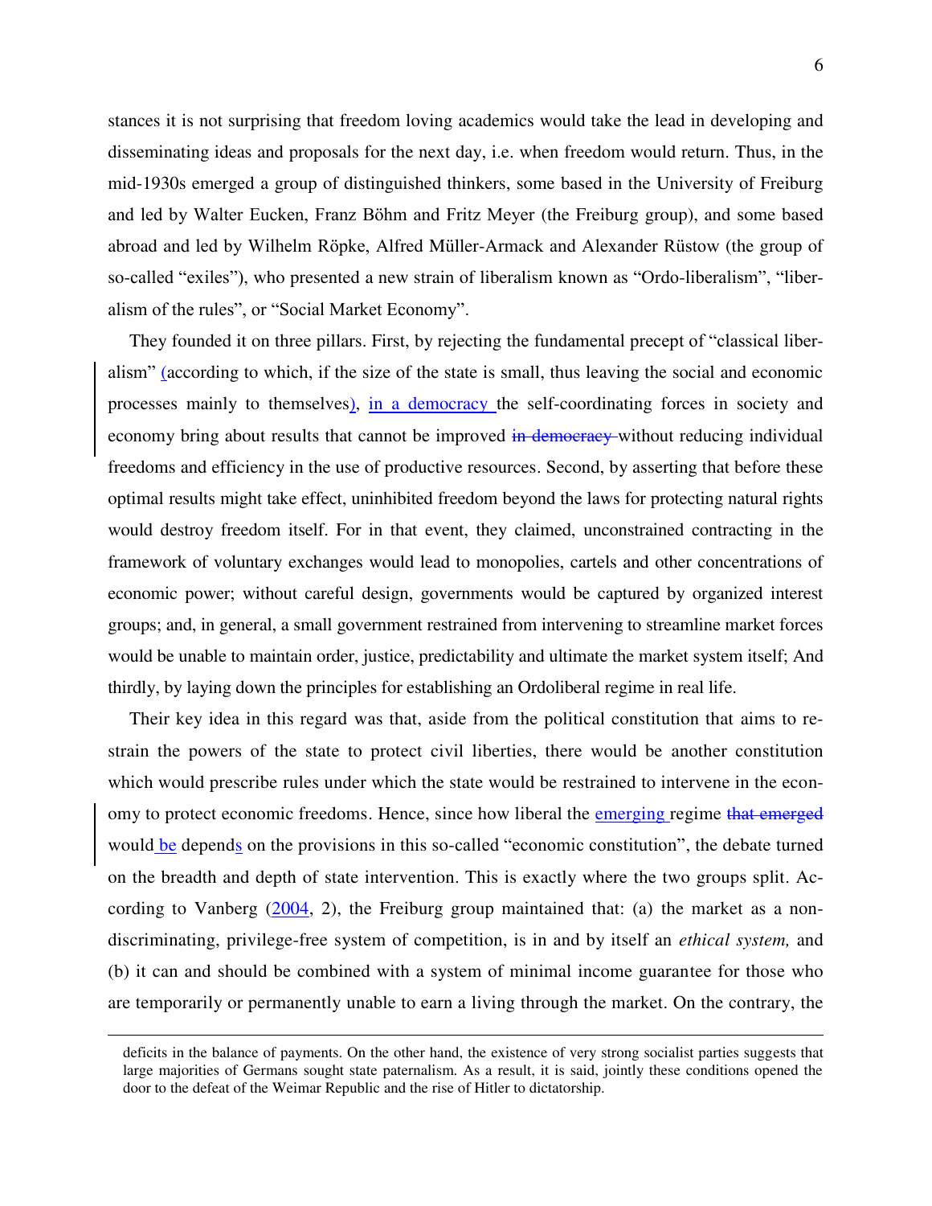stances it is not surprising that freedom loving academics would take the lead in developing and disseminating ideas and proposals for the next day, i.e. when freedom would return. Thus, in the mid-1930s emerged a group of distinguished thinkers, some based in the University of Freiburg and led by Walter Eucken, Franz Böhm and Fritz Meyer (the Freiburg group), and some based abroad and led by Wilhelm Röpke, Alfred Müller-Armack and Alexander Rüstow (the group of so-called "exiles"), who presented a new strain of liberalism known as "Ordo-liberalism", "liberalism of the rules", or "Social Market Economy".

They founded it on three pillars. First, by rejecting the fundamental precept of "classical liberalism" (according to which, if the size of the state is small, thus leaving the social and economic processes mainly to themselves), in a democracy the self-coordinating forces in society and economy bring about results that cannot be improved without reducing individual freedoms and efficiency in the use of productive resources. Second, by asserting that before these optimal results might take effect, uninhibited freedom beyond the laws for protecting natural rights would destroy freedom itself. For in that event, they claimed, unconstrained contracting in the framework of voluntary exchanges would lead to monopolies, cartels and other concentrations of economic power; without careful design, governments would be captured by organized interest groups; and, in general, a small government restrained from intervening to streamline market forces would be unable to maintain order, justice, predictability and ultimate the market system itself; And thirdly, by laying down the principles for establishing an Ordoliberal regime in real life.

Their key idea in this regard was that, aside from the political constitution that aims to restrain the powers of the state to protect civil liberties, there would be another constitution which would prescribe rules under which the state would be restrained to intervene in the economy to protect economic freedoms. Hence, since how liberal the emerging regime would be depends on the provisions in this so-called "economic constitution", the debate turned on the breadth and depth of state intervention. This is exactly where the two groups split. According to Vanberg (2004, 2), the Freiburg group maintained that: (a) the market as a non-discriminating, privilege-free system of competition, is in and by itself an *ethical system,* and (b) it can and should be combined with a system of minimal income guarantee for those who are temporarily or permanently unable to earn a living through the market. On the contrary, the

---

deficits in the balance of payments. On the other hand, the existence of very strong socialist parties suggests that large majorities of Germans sought state paternalism. As a result, it is said, jointly these conditions opened the door to the defeat of the Weimar Republic and the rise of Hitler to dictatorship.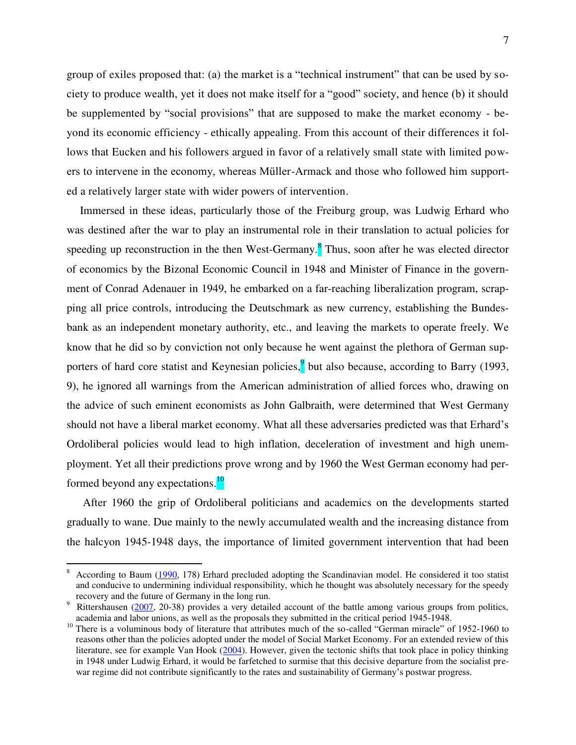group of exiles proposed that: (a) the market is a "technical instrument" that can be used by society to produce wealth, yet it does not make itself for a "good" society, and hence (b) it should be supplemented by "social provisions" that are supposed to make the market economy - beyond its economic efficiency - ethically appealing. From this account of their differences it follows that Eucken and his followers argued in favor of a relatively small state with limited powers to intervene in the economy, whereas Müller-Armack and those who followed him supported a relatively larger state with wider powers of intervention.

Immersed in these ideas, particularly those of the Freiburg group, was Ludwig Erhard who was destined after the war to play an instrumental role in their translation to actual policies for speeding up reconstruction in the then West-Germany.[8] Thus, soon after he was elected director of economics by the Bizonal Economic Council in 1948 and Minister of Finance in the government of Conrad Adenauer in 1949, he embarked on a far-reaching liberalization program, scrapping all price controls, introducing the Deutschmark as new currency, establishing the Bundesbank as an independent monetary authority, etc., and leaving the markets to operate freely. We know that he did so by conviction not only because he went against the plethora of German supporters of hard core statist and Keynesian policies,[9] but also because, according to Barry (1993, 9), he ignored all warnings from the American administration of allied forces who, drawing on the advice of such eminent economists as John Galbraith, were determined that West Germany should not have a liberal market economy. What all these adversaries predicted was that Erhard's Ordoliberal policies would lead to high inflation, deceleration of investment and high unemployment. Yet all their predictions prove wrong and by 1960 the West German economy had performed beyond any expectations.[10]

After 1960 the grip of Ordoliberal politicians and academics on the developments started gradually to wane. Due mainly to the newly accumulated wealth and the increasing distance from the halcyon 1945-1948 days, the importance of limited government intervention that had been

---

[8] According to Baum (1990, 178) Erhard precluded adopting the Scandinavian model. He considered it too statist and conducive to undermining individual responsibility, which he thought was absolutely necessary for the speedy recovery and the future of Germany in the long run.

[9] Rittershausen (2007, 20-38) provides a very detailed account of the battle among various groups from politics, academia and labor unions, as well as the proposals they submitted in the critical period 1945-1948.

[10] There is a voluminous body of literature that attributes much of the so-called "German miracle" of 1952-1960 to reasons other than the policies adopted under the model of Social Market Economy. For an extended review of this literature, see for example Van Hook (2004). However, given the tectonic shifts that took place in policy thinking in 1948 under Ludwig Erhard, it would be farfetched to surmise that this decisive departure from the socialist prewar regime did not contribute significantly to the rates and sustainability of Germany's postwar progress.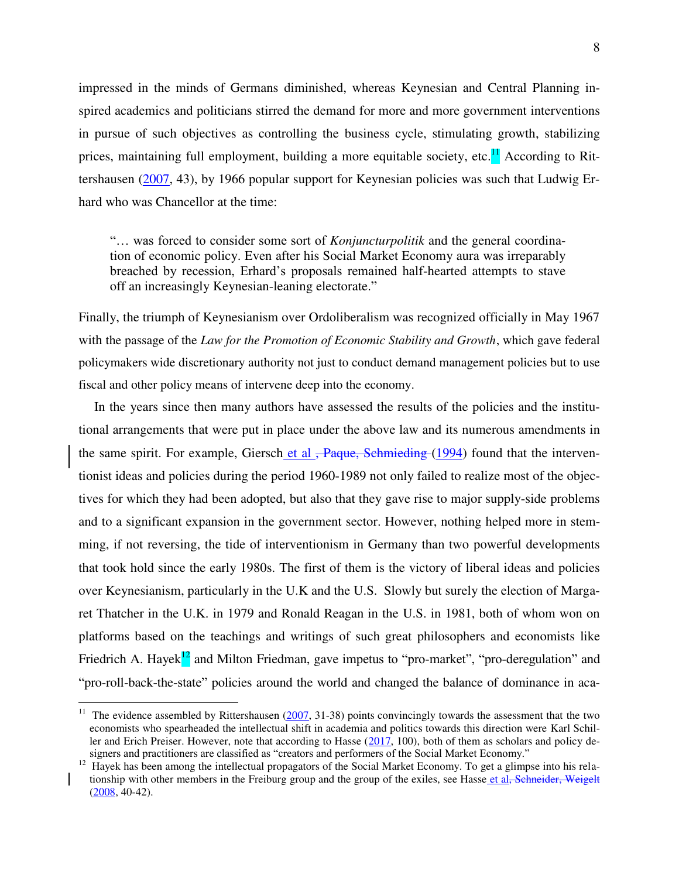impressed in the minds of Germans diminished, whereas Keynesian and Central Planning inspired academics and politicians stirred the demand for more and more government interventions in pursue of such objectives as controlling the business cycle, stimulating growth, stabilizing prices, maintaining full employment, building a more equitable society, etc.[11] According to Rittershausen (2007, 43), by 1966 popular support for Keynesian policies was such that Ludwig Erhard who was Chancellor at the time:

> "… was forced to consider some sort of *Konjuncturpolitik* and the general coordination of economic policy. Even after his Social Market Economy aura was irreparably breached by recession, Erhard's proposals remained half-hearted attempts to stave off an increasingly Keynesian-leaning electorate."

Finally, the triumph of Keynesianism over Ordoliberalism was recognized officially in May 1967 with the passage of the *Law for the Promotion of Economic Stability and Growth*, which gave federal policymakers wide discretionary authority not just to conduct demand management policies but to use fiscal and other policy means of intervene deep into the economy.

In the years since then many authors have assessed the results of the policies and the institutional arrangements that were put in place under the above law and its numerous amendments in the same spirit. For example, Giersch et al ~~, Paque, Schmieding~~ (1994) found that the interventionist ideas and policies during the period 1960-1989 not only failed to realize most of the objectives for which they had been adopted, but also that they gave rise to major supply-side problems and to a significant expansion in the government sector. However, nothing helped more in stemming, if not reversing, the tide of interventionism in Germany than two powerful developments that took hold since the early 1980s. The first of them is the victory of liberal ideas and policies over Keynesianism, particularly in the U.K and the U.S. Slowly but surely the election of Margaret Thatcher in the U.K. in 1979 and Ronald Reagan in the U.S. in 1981, both of whom won on platforms based on the teachings and writings of such great philosophers and economists like Friedrich A. Hayek[12] and Milton Friedman, gave impetus to "pro-market", "pro-deregulation" and "pro-roll-back-the-state" policies around the world and changed the balance of dominance in aca-

---

[11] The evidence assembled by Rittershausen (2007, 31-38) points convincingly towards the assessment that the two economists who spearheaded the intellectual shift in academia and politics towards this direction were Karl Schiller and Erich Preiser. However, note that according to Hasse (2017, 100), both of them as scholars and policy designers and practitioners are classified as "creators and performers of the Social Market Economy."

[12] Hayek has been among the intellectual propagators of the Social Market Economy. To get a glimpse into his relationship with other members in the Freiburg group and the group of the exiles, see Hasse et al~~, Schneider, Weigelt~~ (2008, 40-42).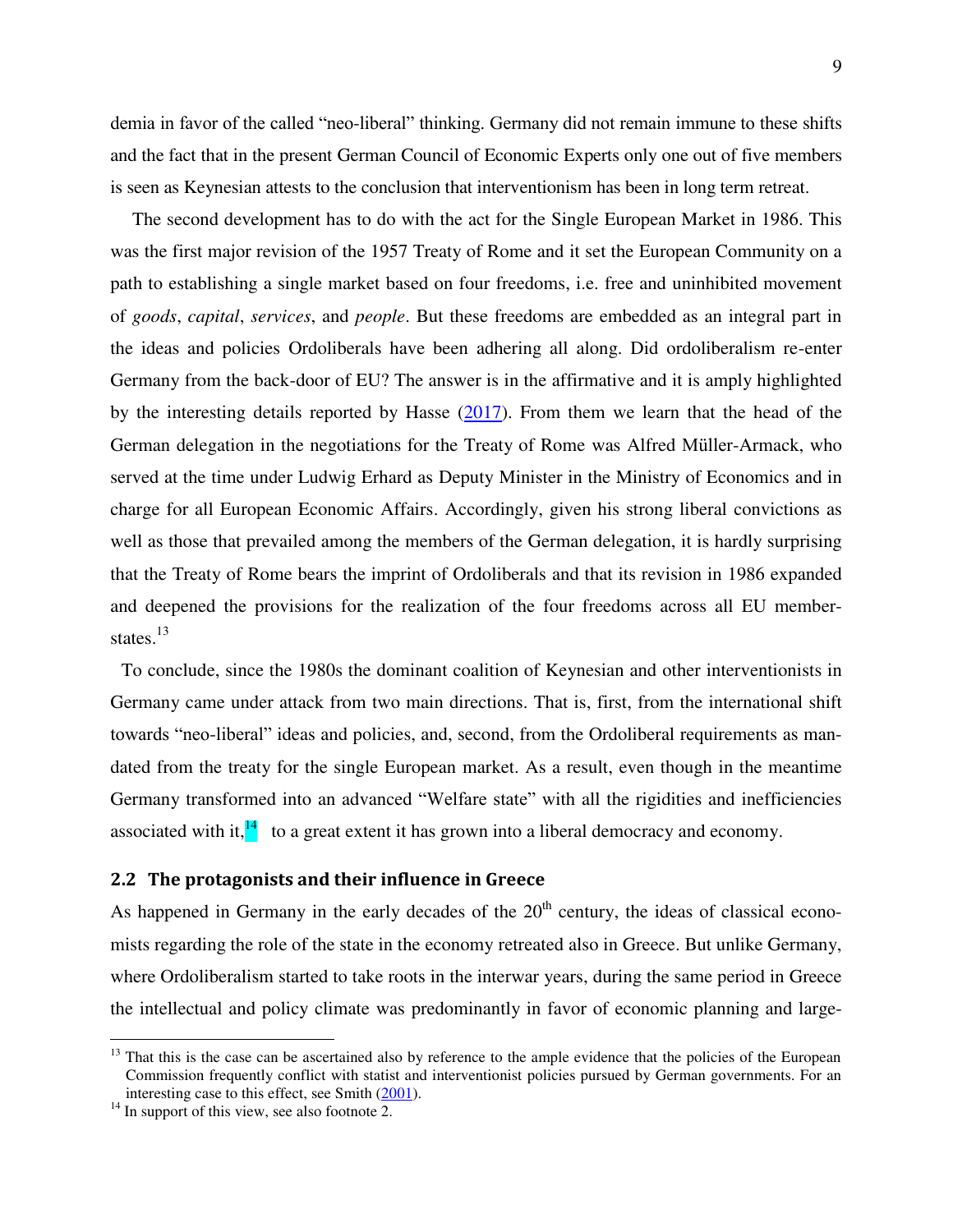demia in favor of the called "neo-liberal" thinking. Germany did not remain immune to these shifts and the fact that in the present German Council of Economic Experts only one out of five members is seen as Keynesian attests to the conclusion that interventionism has been in long term retreat.

The second development has to do with the act for the Single European Market in 1986. This was the first major revision of the 1957 Treaty of Rome and it set the European Community on a path to establishing a single market based on four freedoms, i.e. free and uninhibited movement of *goods*, *capital*, *services*, and *people*. But these freedoms are embedded as an integral part in the ideas and policies Ordoliberals have been adhering all along. Did ordoliberalism re-enter Germany from the back-door of EU? The answer is in the affirmative and it is amply highlighted by the interesting details reported by Hasse (2017). From them we learn that the head of the German delegation in the negotiations for the Treaty of Rome was Alfred Müller-Armack, who served at the time under Ludwig Erhard as Deputy Minister in the Ministry of Economics and in charge for all European Economic Affairs. Accordingly, given his strong liberal convictions as well as those that prevailed among the members of the German delegation, it is hardly surprising that the Treaty of Rome bears the imprint of Ordoliberals and that its revision in 1986 expanded and deepened the provisions for the realization of the four freedoms across all EU member-states.[13]

To conclude, since the 1980s the dominant coalition of Keynesian and other interventionists in Germany came under attack from two main directions. That is, first, from the international shift towards "neo-liberal" ideas and policies, and, second, from the Ordoliberal requirements as mandated from the treaty for the single European market. As a result, even though in the meantime Germany transformed into an advanced "Welfare state" with all the rigidities and inefficiencies associated with it,[14] to a great extent it has grown into a liberal democracy and economy.

## 2.2 The protagonists and their influence in Greece

As happened in Germany in the early decades of the 20th century, the ideas of classical economists regarding the role of the state in the economy retreated also in Greece. But unlike Germany, where Ordoliberalism started to take roots in the interwar years, during the same period in Greece the intellectual and policy climate was predominantly in favor of economic planning and large-

---

[13] That this is the case can be ascertained also by reference to the ample evidence that the policies of the European Commission frequently conflict with statist and interventionist policies pursued by German governments. For an interesting case to this effect, see Smith (2001).

[14] In support of this view, see also footnote 2.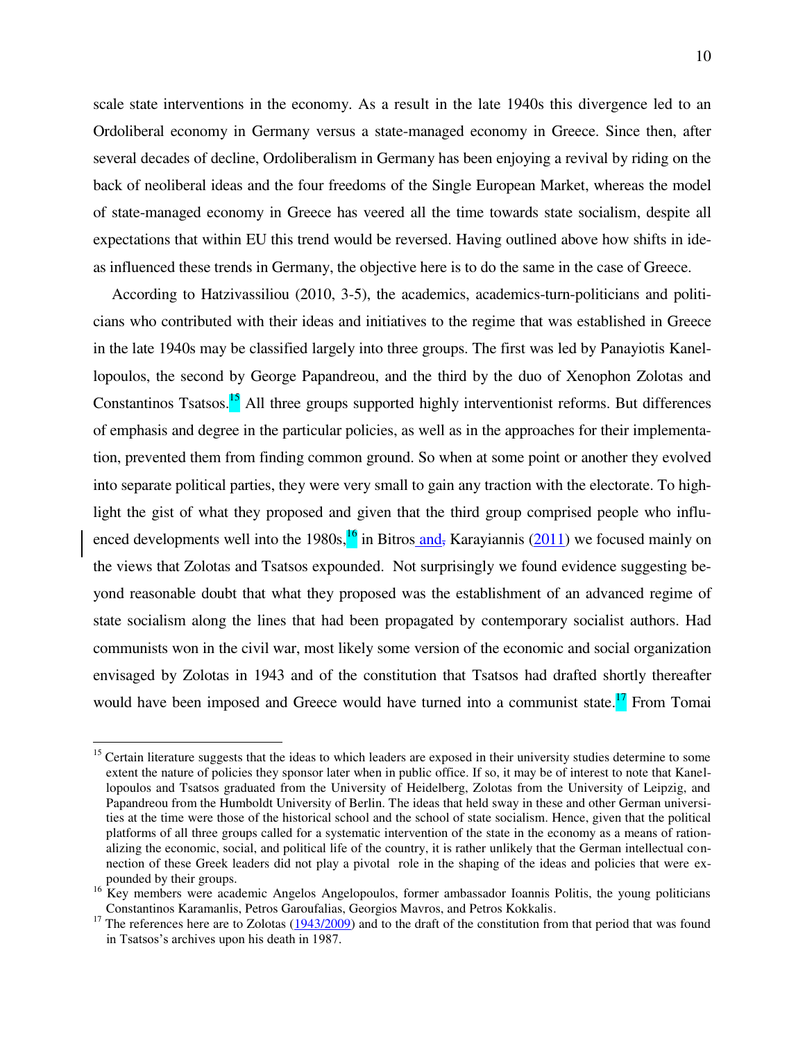scale state interventions in the economy. As a result in the late 1940s this divergence led to an Ordoliberal economy in Germany versus a state-managed economy in Greece. Since then, after several decades of decline, Ordoliberalism in Germany has been enjoying a revival by riding on the back of neoliberal ideas and the four freedoms of the Single European Market, whereas the model of state-managed economy in Greece has veered all the time towards state socialism, despite all expectations that within EU this trend would be reversed. Having outlined above how shifts in ideas influenced these trends in Germany, the objective here is to do the same in the case of Greece.

According to Hatzivassiliou (2010, 3-5), the academics, academics-turn-politicians and politicians who contributed with their ideas and initiatives to the regime that was established in Greece in the late 1940s may be classified largely into three groups. The first was led by Panayiotis Kanellopoulos, the second by George Papandreou, and the third by the duo of Xenophon Zolotas and Constantinos Tsatsos.[15] All three groups supported highly interventionist reforms. But differences of emphasis and degree in the particular policies, as well as in the approaches for their implementation, prevented them from finding common ground. So when at some point or another they evolved into separate political parties, they were very small to gain any traction with the electorate. To highlight the gist of what they proposed and given that the third group comprised people who influenced developments well into the 1980s,[16] in Bitros and Karayiannis (2011) we focused mainly on the views that Zolotas and Tsatsos expounded. Not surprisingly we found evidence suggesting beyond reasonable doubt that what they proposed was the establishment of an advanced regime of state socialism along the lines that had been propagated by contemporary socialist authors. Had communists won in the civil war, most likely some version of the economic and social organization envisaged by Zolotas in 1943 and of the constitution that Tsatsos had drafted shortly thereafter would have been imposed and Greece would have turned into a communist state.[17] From Tomai

---

[15] Certain literature suggests that the ideas to which leaders are exposed in their university studies determine to some extent the nature of policies they sponsor later when in public office. If so, it may be of interest to note that Kanellopoulos and Tsatsos graduated from the University of Heidelberg, Zolotas from the University of Leipzig, and Papandreou from the Humboldt University of Berlin. The ideas that held sway in these and other German universities at the time were those of the historical school and the school of state socialism. Hence, given that the political platforms of all three groups called for a systematic intervention of the state in the economy as a means of rationalizing the economic, social, and political life of the country, it is rather unlikely that the German intellectual connection of these Greek leaders did not play a pivotal role in the shaping of the ideas and policies that were expounded by their groups.

[16] Key members were academic Angelos Angelopoulos, former ambassador Ioannis Politis, the young politicians Constantinos Karamanlis, Petros Garoufalias, Georgios Mavros, and Petros Kokkalis.

[17] The references here are to Zolotas (1943/2009) and to the draft of the constitution from that period that was found in Tsatsos's archives upon his death in 1987.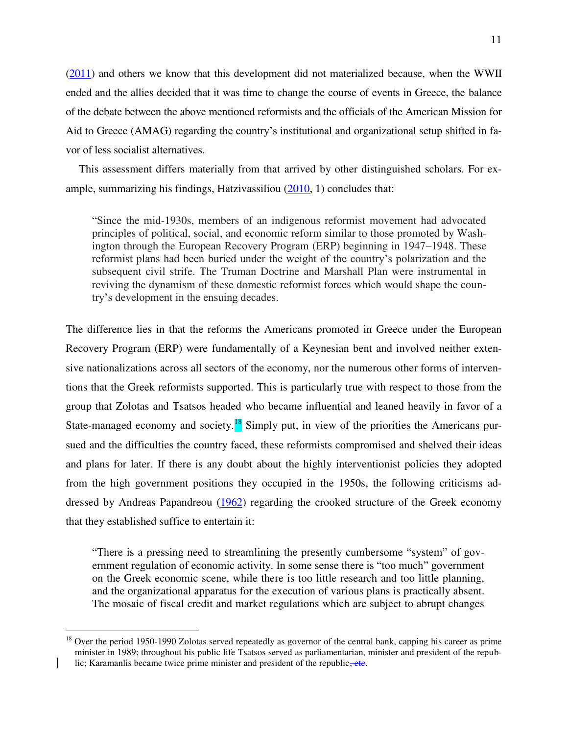(2011) and others we know that this development did not materialized because, when the WWII ended and the allies decided that it was time to change the course of events in Greece, the balance of the debate between the above mentioned reformists and the officials of the American Mission for Aid to Greece (AMAG) regarding the country's institutional and organizational setup shifted in favor of less socialist alternatives.

This assessment differs materially from that arrived by other distinguished scholars. For example, summarizing his findings, Hatzivassiliou (2010, 1) concludes that:

> "Since the mid-1930s, members of an indigenous reformist movement had advocated principles of political, social, and economic reform similar to those promoted by Washington through the European Recovery Program (ERP) beginning in 1947–1948. These reformist plans had been buried under the weight of the country's polarization and the subsequent civil strife. The Truman Doctrine and Marshall Plan were instrumental in reviving the dynamism of these domestic reformist forces which would shape the country's development in the ensuing decades.

The difference lies in that the reforms the Americans promoted in Greece under the European Recovery Program (ERP) were fundamentally of a Keynesian bent and involved neither extensive nationalizations across all sectors of the economy, nor the numerous other forms of interventions that the Greek reformists supported. This is particularly true with respect to those from the group that Zolotas and Tsatsos headed who became influential and leaned heavily in favor of a State-managed economy and society.[18] Simply put, in view of the priorities the Americans pursued and the difficulties the country faced, these reformists compromised and shelved their ideas and plans for later. If there is any doubt about the highly interventionist policies they adopted from the high government positions they occupied in the 1950s, the following criticisms addressed by Andreas Papandreou (1962) regarding the crooked structure of the Greek economy that they established suffice to entertain it:

> "There is a pressing need to streamlining the presently cumbersome "system" of government regulation of economic activity. In some sense there is "too much" government on the Greek economic scene, while there is too little research and too little planning, and the organizational apparatus for the execution of various plans is practically absent. The mosaic of fiscal credit and market regulations which are subject to abrupt changes

[18] Over the period 1950-1990 Zolotas served repeatedly as governor of the central bank, capping his career as prime minister in 1989; throughout his public life Tsatsos served as parliamentarian, minister and president of the republic; Karamanlis became twice prime minister and president of the republic~~, etc~~.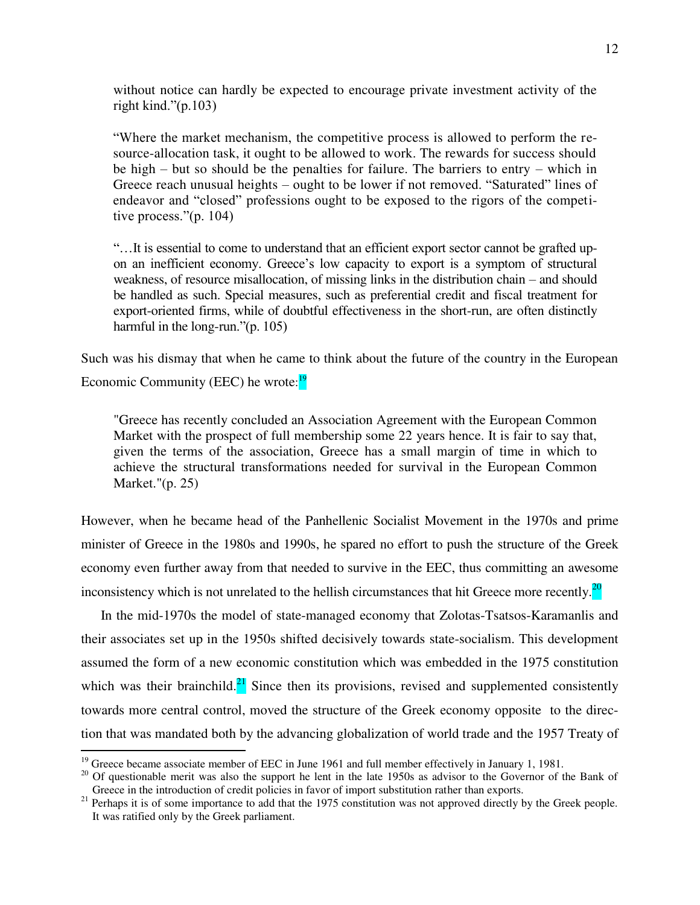> without notice can hardly be expected to encourage private investment activity of the right kind."(p.103)

> "Where the market mechanism, the competitive process is allowed to perform the resource-allocation task, it ought to be allowed to work. The rewards for success should be high – but so should be the penalties for failure. The barriers to entry – which in Greece reach unusual heights – ought to be lower if not removed. "Saturated" lines of endeavor and "closed" professions ought to be exposed to the rigors of the competitive process."(p. 104)

> "…It is essential to come to understand that an efficient export sector cannot be grafted upon an inefficient economy. Greece's low capacity to export is a symptom of structural weakness, of resource misallocation, of missing links in the distribution chain – and should be handled as such. Special measures, such as preferential credit and fiscal treatment for export-oriented firms, while of doubtful effectiveness in the short-run, are often distinctly harmful in the long-run."(p. 105)

Such was his dismay that when he came to think about the future of the country in the European Economic Community (EEC) he wrote:[19]

> "Greece has recently concluded an Association Agreement with the European Common Market with the prospect of full membership some 22 years hence. It is fair to say that, given the terms of the association, Greece has a small margin of time in which to achieve the structural transformations needed for survival in the European Common Market."(p. 25)

However, when he became head of the Panhellenic Socialist Movement in the 1970s and prime minister of Greece in the 1980s and 1990s, he spared no effort to push the structure of the Greek economy even further away from that needed to survive in the EEC, thus committing an awesome inconsistency which is not unrelated to the hellish circumstances that hit Greece more recently.[20]

In the mid-1970s the model of state-managed economy that Zolotas-Tsatsos-Karamanlis and their associates set up in the 1950s shifted decisively towards state-socialism. This development assumed the form of a new economic constitution which was embedded in the 1975 constitution which was their brainchild.[21] Since then its provisions, revised and supplemented consistently towards more central control, moved the structure of the Greek economy opposite to the direction that was mandated both by the advancing globalization of world trade and the 1957 Treaty of

---

[19] Greece became associate member of EEC in June 1961 and full member effectively in January 1, 1981.

[20] Of questionable merit was also the support he lent in the late 1950s as advisor to the Governor of the Bank of Greece in the introduction of credit policies in favor of import substitution rather than exports.

[21] Perhaps it is of some importance to add that the 1975 constitution was not approved directly by the Greek people. It was ratified only by the Greek parliament.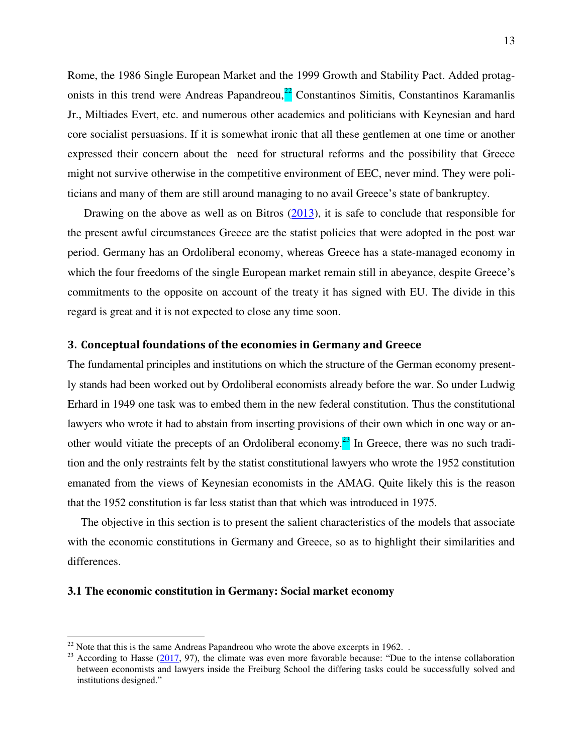Rome, the 1986 Single European Market and the 1999 Growth and Stability Pact. Added protagonists in this trend were Andreas Papandreou,[22] Constantinos Simitis, Constantinos Karamanlis Jr., Miltiades Evert, etc. and numerous other academics and politicians with Keynesian and hard core socialist persuasions. If it is somewhat ironic that all these gentlemen at one time or another expressed their concern about the need for structural reforms and the possibility that Greece might not survive otherwise in the competitive environment of EEC, never mind. They were politicians and many of them are still around managing to no avail Greece's state of bankruptcy.

Drawing on the above as well as on Bitros (2013), it is safe to conclude that responsible for the present awful circumstances Greece are the statist policies that were adopted in the post war period. Germany has an Ordoliberal economy, whereas Greece has a state-managed economy in which the four freedoms of the single European market remain still in abeyance, despite Greece's commitments to the opposite on account of the treaty it has signed with EU. The divide in this regard is great and it is not expected to close any time soon.

## 3. Conceptual foundations of the economies in Germany and Greece

The fundamental principles and institutions on which the structure of the German economy presently stands had been worked out by Ordoliberal economists already before the war. So under Ludwig Erhard in 1949 one task was to embed them in the new federal constitution. Thus the constitutional lawyers who wrote it had to abstain from inserting provisions of their own which in one way or another would vitiate the precepts of an Ordoliberal economy.[23] In Greece, there was no such tradition and the only restraints felt by the statist constitutional lawyers who wrote the 1952 constitution emanated from the views of Keynesian economists in the AMAG. Quite likely this is the reason that the 1952 constitution is far less statist than that which was introduced in 1975.

The objective in this section is to present the salient characteristics of the models that associate with the economic constitutions in Germany and Greece, so as to highlight their similarities and differences.

### 3.1 The economic constitution in Germany: Social market economy

---

[22] Note that this is the same Andreas Papandreou who wrote the above excerpts in 1962. .

[23] According to Hasse (2017, 97), the climate was even more favorable because: "Due to the intense collaboration between economists and lawyers inside the Freiburg School the differing tasks could be successfully solved and institutions designed."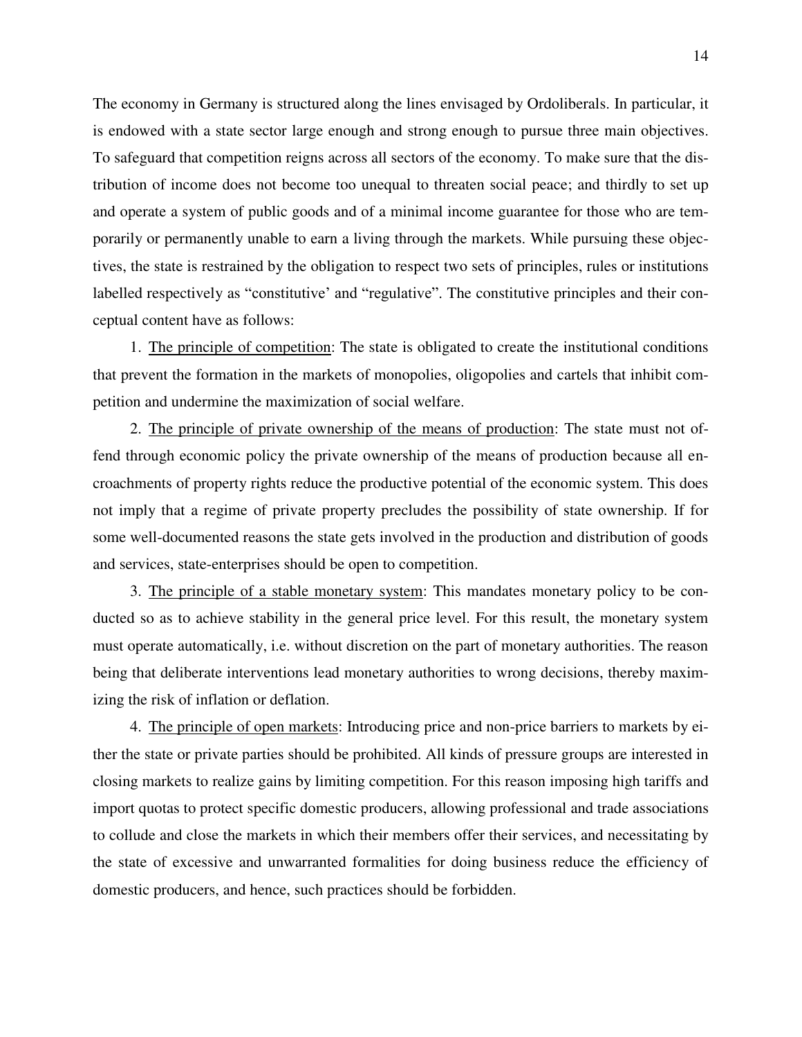The economy in Germany is structured along the lines envisaged by Ordoliberals. In particular, it is endowed with a state sector large enough and strong enough to pursue three main objectives. To safeguard that competition reigns across all sectors of the economy. To make sure that the distribution of income does not become too unequal to threaten social peace; and thirdly to set up and operate a system of public goods and of a minimal income guarantee for those who are temporarily or permanently unable to earn a living through the markets. While pursuing these objectives, the state is restrained by the obligation to respect two sets of principles, rules or institutions labelled respectively as "constitutive' and "regulative". The constitutive principles and their conceptual content have as follows:

1. <u>The principle of competition</u>: The state is obligated to create the institutional conditions that prevent the formation in the markets of monopolies, oligopolies and cartels that inhibit competition and undermine the maximization of social welfare.

2. <u>The principle of private ownership of the means of production</u>: The state must not offend through economic policy the private ownership of the means of production because all encroachments of property rights reduce the productive potential of the economic system. This does not imply that a regime of private property precludes the possibility of state ownership. If for some well-documented reasons the state gets involved in the production and distribution of goods and services, state-enterprises should be open to competition.

3. <u>The principle of a stable monetary system</u>: This mandates monetary policy to be conducted so as to achieve stability in the general price level. For this result, the monetary system must operate automatically, i.e. without discretion on the part of monetary authorities. The reason being that deliberate interventions lead monetary authorities to wrong decisions, thereby maximizing the risk of inflation or deflation.

4. <u>The principle of open markets</u>: Introducing price and non-price barriers to markets by either the state or private parties should be prohibited. All kinds of pressure groups are interested in closing markets to realize gains by limiting competition. For this reason imposing high tariffs and import quotas to protect specific domestic producers, allowing professional and trade associations to collude and close the markets in which their members offer their services, and necessitating by the state of excessive and unwarranted formalities for doing business reduce the efficiency of domestic producers, and hence, such practices should be forbidden.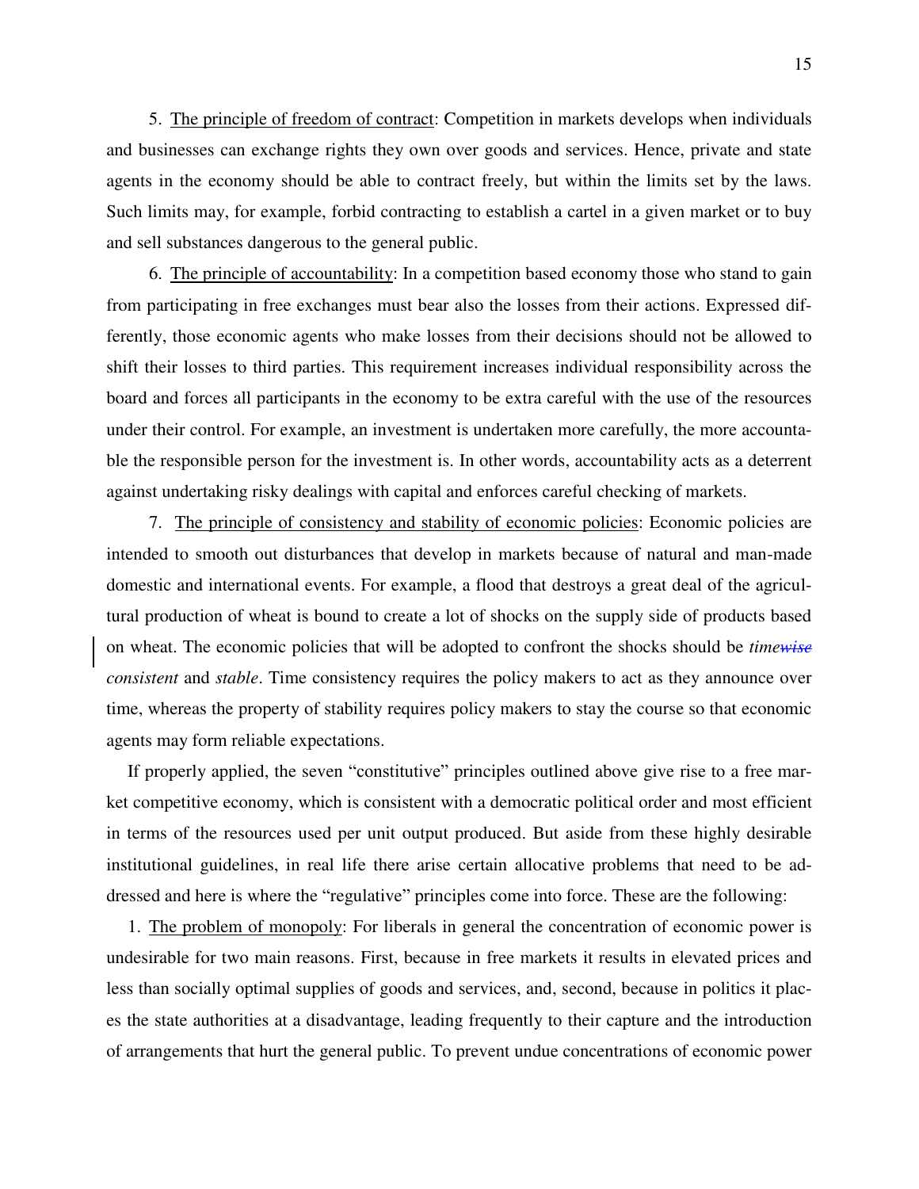5. The principle of freedom of contract: Competition in markets develops when individuals and businesses can exchange rights they own over goods and services. Hence, private and state agents in the economy should be able to contract freely, but within the limits set by the laws. Such limits may, for example, forbid contracting to establish a cartel in a given market or to buy and sell substances dangerous to the general public.

6. The principle of accountability: In a competition based economy those who stand to gain from participating in free exchanges must bear also the losses from their actions. Expressed differently, those economic agents who make losses from their decisions should not be allowed to shift their losses to third parties. This requirement increases individual responsibility across the board and forces all participants in the economy to be extra careful with the use of the resources under their control. For example, an investment is undertaken more carefully, the more accountable the responsible person for the investment is. In other words, accountability acts as a deterrent against undertaking risky dealings with capital and enforces careful checking of markets.

7. The principle of consistency and stability of economic policies: Economic policies are intended to smooth out disturbances that develop in markets because of natural and man-made domestic and international events. For example, a flood that destroys a great deal of the agricultural production of wheat is bound to create a lot of shocks on the supply side of products based on wheat. The economic policies that will be adopted to confront the shocks should be *time consistent* and *stable*. Time consistency requires the policy makers to act as they announce over time, whereas the property of stability requires policy makers to stay the course so that economic agents may form reliable expectations.

If properly applied, the seven "constitutive" principles outlined above give rise to a free market competitive economy, which is consistent with a democratic political order and most efficient in terms of the resources used per unit output produced. But aside from these highly desirable institutional guidelines, in real life there arise certain allocative problems that need to be addressed and here is where the "regulative" principles come into force. These are the following:

1. The problem of monopoly: For liberals in general the concentration of economic power is undesirable for two main reasons. First, because in free markets it results in elevated prices and less than socially optimal supplies of goods and services, and, second, because in politics it places the state authorities at a disadvantage, leading frequently to their capture and the introduction of arrangements that hurt the general public. To prevent undue concentrations of economic power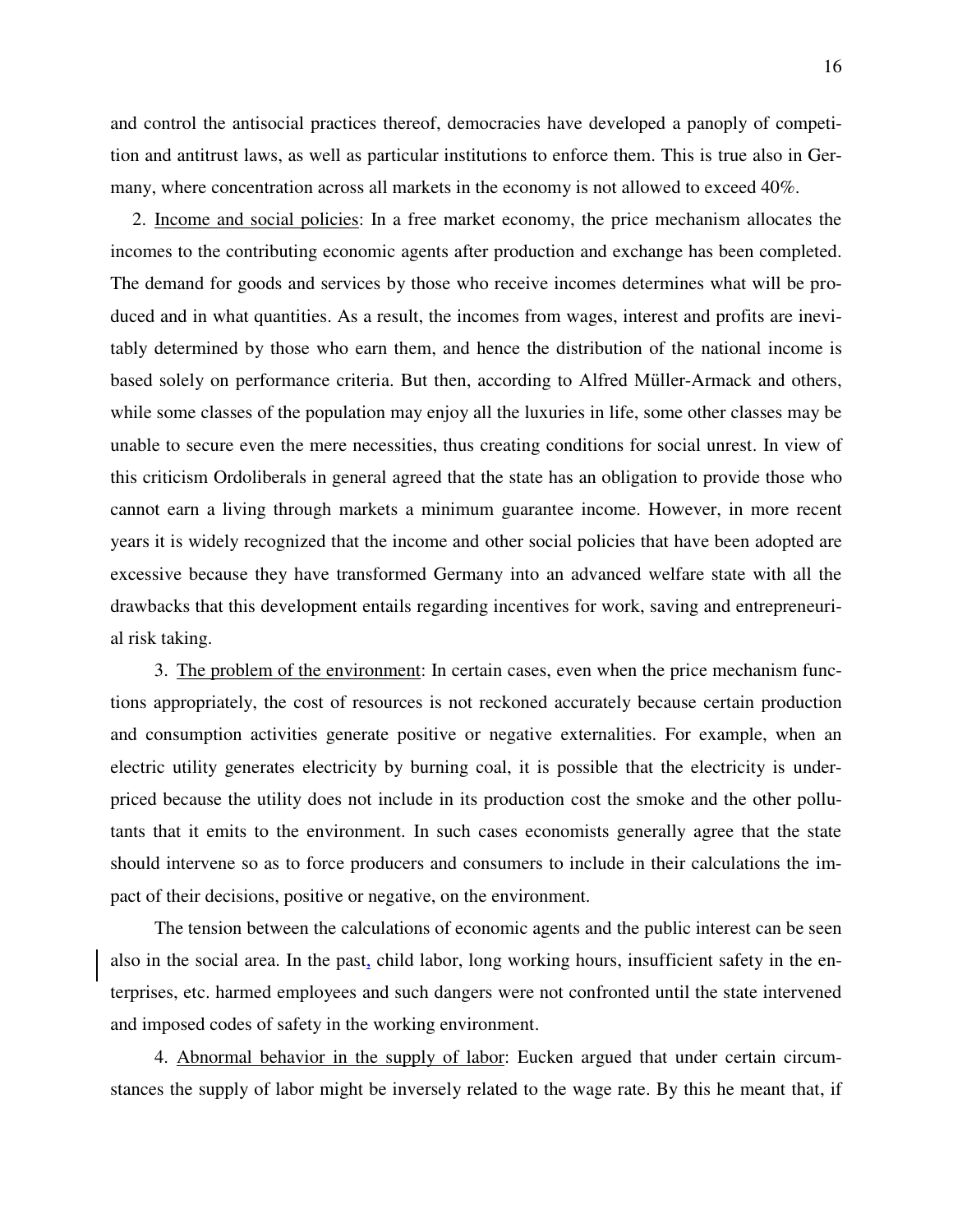and control the antisocial practices thereof, democracies have developed a panoply of competition and antitrust laws, as well as particular institutions to enforce them. This is true also in Germany, where concentration across all markets in the economy is not allowed to exceed 40%.

2. Income and social policies: In a free market economy, the price mechanism allocates the incomes to the contributing economic agents after production and exchange has been completed. The demand for goods and services by those who receive incomes determines what will be produced and in what quantities. As a result, the incomes from wages, interest and profits are inevitably determined by those who earn them, and hence the distribution of the national income is based solely on performance criteria. But then, according to Alfred Müller-Armack and others, while some classes of the population may enjoy all the luxuries in life, some other classes may be unable to secure even the mere necessities, thus creating conditions for social unrest. In view of this criticism Ordoliberals in general agreed that the state has an obligation to provide those who cannot earn a living through markets a minimum guarantee income. However, in more recent years it is widely recognized that the income and other social policies that have been adopted are excessive because they have transformed Germany into an advanced welfare state with all the drawbacks that this development entails regarding incentives for work, saving and entrepreneurial risk taking.

3. The problem of the environment: In certain cases, even when the price mechanism functions appropriately, the cost of resources is not reckoned accurately because certain production and consumption activities generate positive or negative externalities. For example, when an electric utility generates electricity by burning coal, it is possible that the electricity is underpriced because the utility does not include in its production cost the smoke and the other pollutants that it emits to the environment. In such cases economists generally agree that the state should intervene so as to force producers and consumers to include in their calculations the impact of their decisions, positive or negative, on the environment.

The tension between the calculations of economic agents and the public interest can be seen also in the social area. In the past, child labor, long working hours, insufficient safety in the enterprises, etc. harmed employees and such dangers were not confronted until the state intervened and imposed codes of safety in the working environment.

4. Abnormal behavior in the supply of labor: Eucken argued that under certain circumstances the supply of labor might be inversely related to the wage rate. By this he meant that, if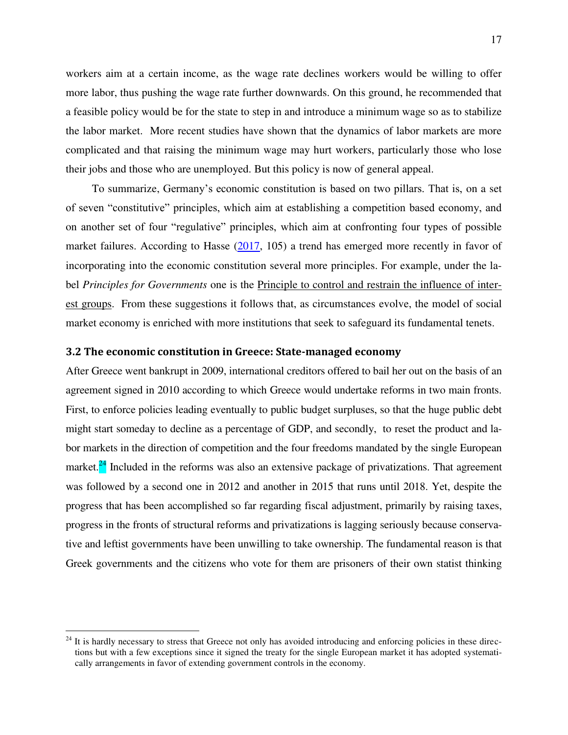workers aim at a certain income, as the wage rate declines workers would be willing to offer more labor, thus pushing the wage rate further downwards. On this ground, he recommended that a feasible policy would be for the state to step in and introduce a minimum wage so as to stabilize the labor market. More recent studies have shown that the dynamics of labor markets are more complicated and that raising the minimum wage may hurt workers, particularly those who lose their jobs and those who are unemployed. But this policy is now of general appeal.

To summarize, Germany's economic constitution is based on two pillars. That is, on a set of seven "constitutive" principles, which aim at establishing a competition based economy, and on another set of four "regulative" principles, which aim at confronting four types of possible market failures. According to Hasse (2017, 105) a trend has emerged more recently in favor of incorporating into the economic constitution several more principles. For example, under the label *Principles for Governments* one is the Principle to control and restrain the influence of interest groups. From these suggestions it follows that, as circumstances evolve, the model of social market economy is enriched with more institutions that seek to safeguard its fundamental tenets.

### 3.2 The economic constitution in Greece: State-managed economy

After Greece went bankrupt in 2009, international creditors offered to bail her out on the basis of an agreement signed in 2010 according to which Greece would undertake reforms in two main fronts. First, to enforce policies leading eventually to public budget surpluses, so that the huge public debt might start someday to decline as a percentage of GDP, and secondly, to reset the product and labor markets in the direction of competition and the four freedoms mandated by the single European market.[24] Included in the reforms was also an extensive package of privatizations. That agreement was followed by a second one in 2012 and another in 2015 that runs until 2018. Yet, despite the progress that has been accomplished so far regarding fiscal adjustment, primarily by raising taxes, progress in the fronts of structural reforms and privatizations is lagging seriously because conservative and leftist governments have been unwilling to take ownership. The fundamental reason is that Greek governments and the citizens who vote for them are prisoners of their own statist thinking

[24] It is hardly necessary to stress that Greece not only has avoided introducing and enforcing policies in these directions but with a few exceptions since it signed the treaty for the single European market it has adopted systematically arrangements in favor of extending government controls in the economy.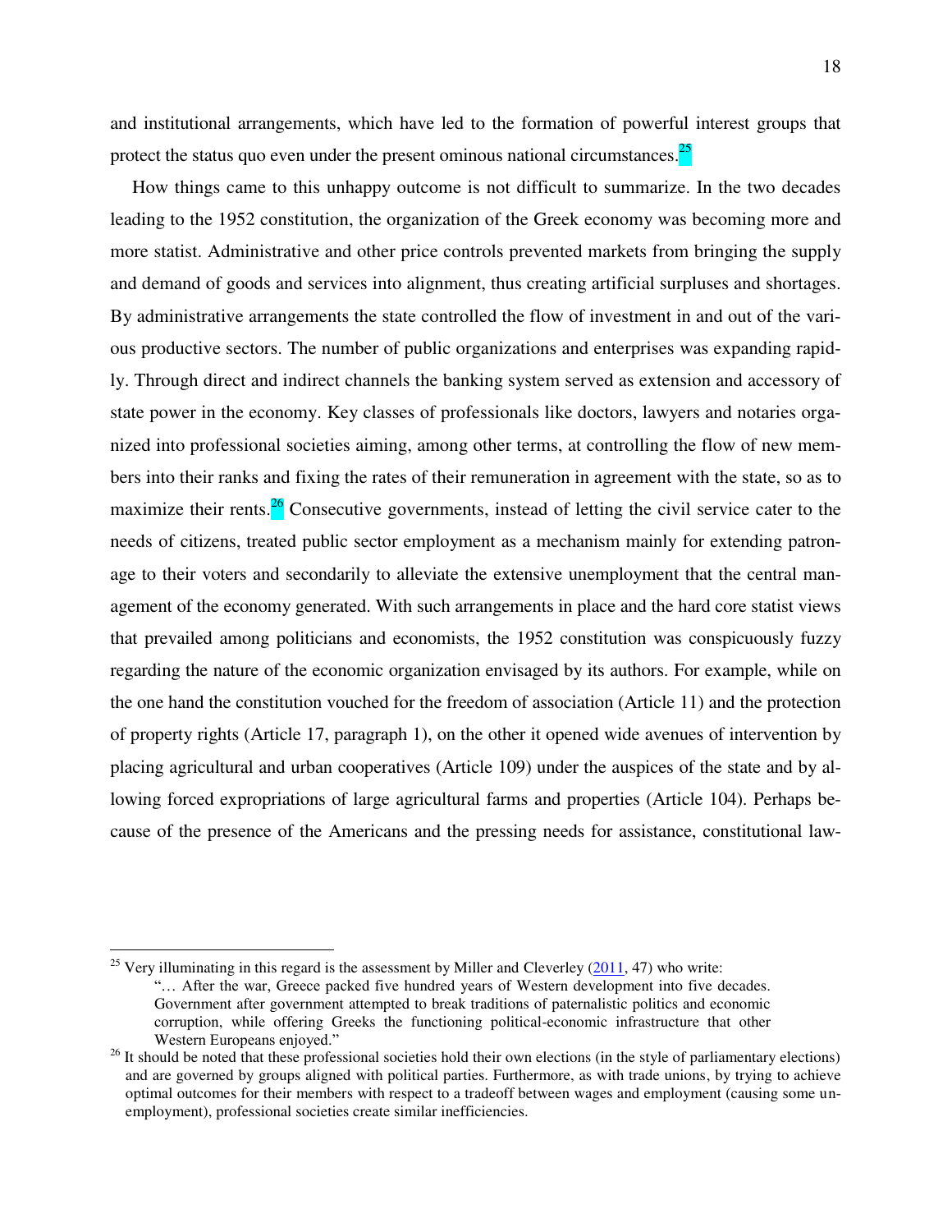and institutional arrangements, which have led to the formation of powerful interest groups that protect the status quo even under the present ominous national circumstances.[25]

How things came to this unhappy outcome is not difficult to summarize. In the two decades leading to the 1952 constitution, the organization of the Greek economy was becoming more and more statist. Administrative and other price controls prevented markets from bringing the supply and demand of goods and services into alignment, thus creating artificial surpluses and shortages. By administrative arrangements the state controlled the flow of investment in and out of the various productive sectors. The number of public organizations and enterprises was expanding rapidly. Through direct and indirect channels the banking system served as extension and accessory of state power in the economy. Key classes of professionals like doctors, lawyers and notaries organized into professional societies aiming, among other terms, at controlling the flow of new members into their ranks and fixing the rates of their remuneration in agreement with the state, so as to maximize their rents.[26] Consecutive governments, instead of letting the civil service cater to the needs of citizens, treated public sector employment as a mechanism mainly for extending patronage to their voters and secondarily to alleviate the extensive unemployment that the central management of the economy generated. With such arrangements in place and the hard core statist views that prevailed among politicians and economists, the 1952 constitution was conspicuously fuzzy regarding the nature of the economic organization envisaged by its authors. For example, while on the one hand the constitution vouched for the freedom of association (Article 11) and the protection of property rights (Article 17, paragraph 1), on the other it opened wide avenues of intervention by placing agricultural and urban cooperatives (Article 109) under the auspices of the state and by allowing forced expropriations of large agricultural farms and properties (Article 104). Perhaps because of the presence of the Americans and the pressing needs for assistance, constitutional law-

---

[25] Very illuminating in this regard is the assessment by Miller and Cleverley (2011, 47) who write:

> "… After the war, Greece packed five hundred years of Western development into five decades. Government after government attempted to break traditions of paternalistic politics and economic corruption, while offering Greeks the functioning political-economic infrastructure that other Western Europeans enjoyed."

[26] It should be noted that these professional societies hold their own elections (in the style of parliamentary elections) and are governed by groups aligned with political parties. Furthermore, as with trade unions, by trying to achieve optimal outcomes for their members with respect to a tradeoff between wages and employment (causing some unemployment), professional societies create similar inefficiencies.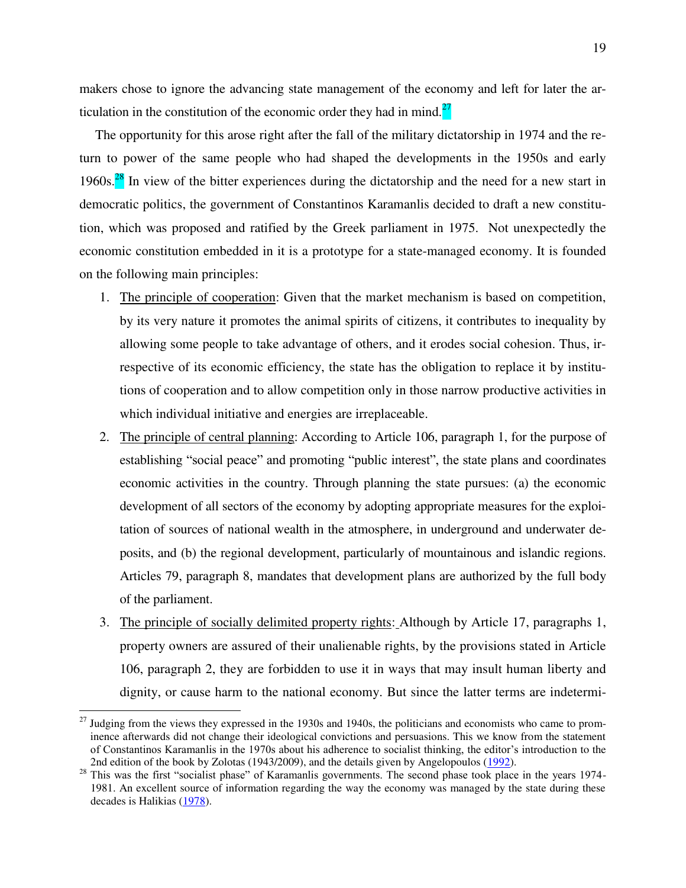makers chose to ignore the advancing state management of the economy and left for later the articulation in the constitution of the economic order they had in mind.[27]

The opportunity for this arose right after the fall of the military dictatorship in 1974 and the return to power of the same people who had shaped the developments in the 1950s and early 1960s.[28] In view of the bitter experiences during the dictatorship and the need for a new start in democratic politics, the government of Constantinos Karamanlis decided to draft a new constitution, which was proposed and ratified by the Greek parliament in 1975. Not unexpectedly the economic constitution embedded in it is a prototype for a state-managed economy. It is founded on the following main principles:

1. The principle of cooperation: Given that the market mechanism is based on competition, by its very nature it promotes the animal spirits of citizens, it contributes to inequality by allowing some people to take advantage of others, and it erodes social cohesion. Thus, irrespective of its economic efficiency, the state has the obligation to replace it by institutions of cooperation and to allow competition only in those narrow productive activities in which individual initiative and energies are irreplaceable.
2. The principle of central planning: According to Article 106, paragraph 1, for the purpose of establishing "social peace" and promoting "public interest", the state plans and coordinates economic activities in the country. Through planning the state pursues: (a) the economic development of all sectors of the economy by adopting appropriate measures for the exploitation of sources of national wealth in the atmosphere, in underground and underwater deposits, and (b) the regional development, particularly of mountainous and islandic regions. Articles 79, paragraph 8, mandates that development plans are authorized by the full body of the parliament.
3. The principle of socially delimited property rights: Although by Article 17, paragraphs 1, property owners are assured of their unalienable rights, by the provisions stated in Article 106, paragraph 2, they are forbidden to use it in ways that may insult human liberty and dignity, or cause harm to the national economy. But since the latter terms are indetermi-

[27] Judging from the views they expressed in the 1930s and 1940s, the politicians and economists who came to prominence afterwards did not change their ideological convictions and persuasions. This we know from the statement of Constantinos Karamanlis in the 1970s about his adherence to socialist thinking, the editor's introduction to the 2nd edition of the book by Zolotas (1943/2009), and the details given by Angelopoulos (1992).

[28] This was the first "socialist phase" of Karamanlis governments. The second phase took place in the years 1974-1981. An excellent source of information regarding the way the economy was managed by the state during these decades is Halikias (1978).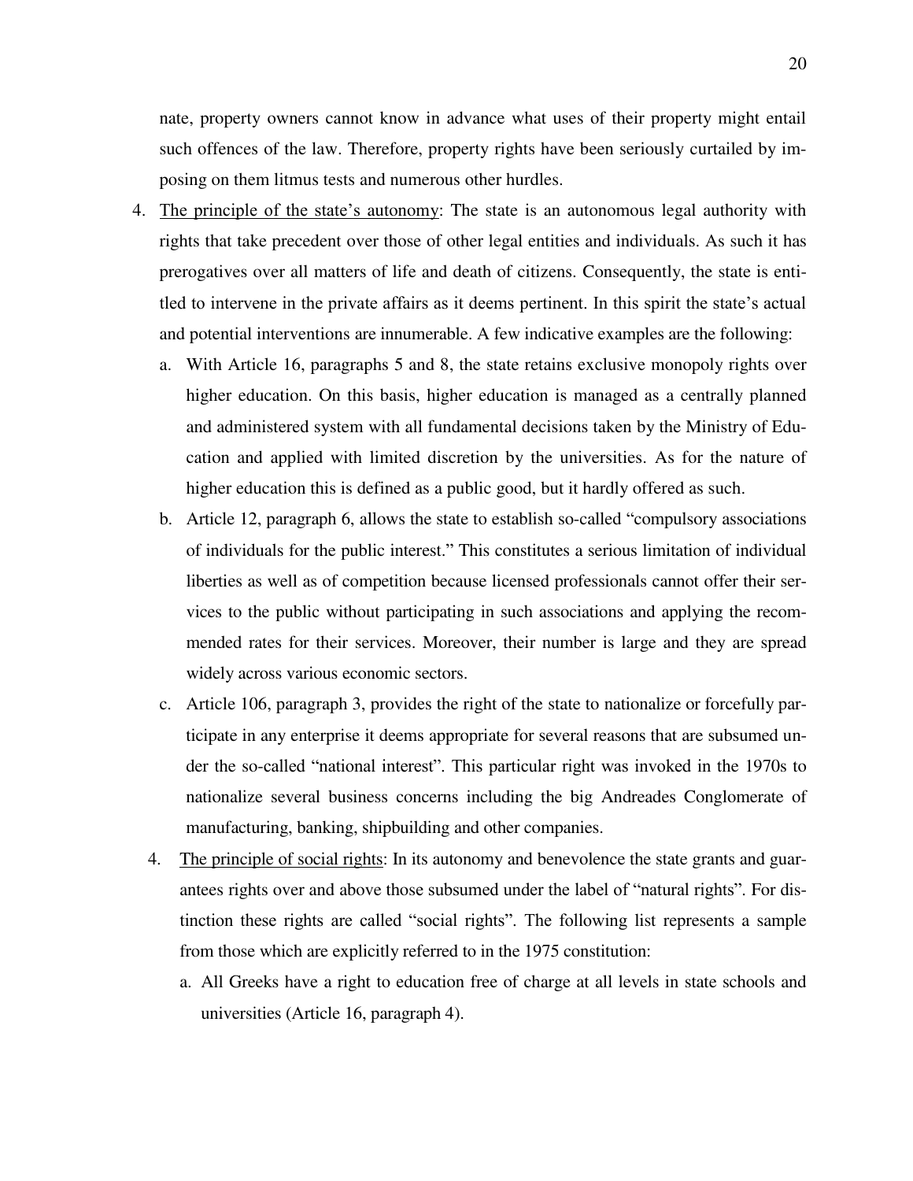nate, property owners cannot know in advance what uses of their property might entail such offences of the law. Therefore, property rights have been seriously curtailed by imposing on them litmus tests and numerous other hurdles.

4. The principle of the state's autonomy: The state is an autonomous legal authority with rights that take precedent over those of other legal entities and individuals. As such it has prerogatives over all matters of life and death of citizens. Consequently, the state is entitled to intervene in the private affairs as it deems pertinent. In this spirit the state's actual and potential interventions are innumerable. A few indicative examples are the following:
   a. With Article 16, paragraphs 5 and 8, the state retains exclusive monopoly rights over higher education. On this basis, higher education is managed as a centrally planned and administered system with all fundamental decisions taken by the Ministry of Education and applied with limited discretion by the universities. As for the nature of higher education this is defined as a public good, but it hardly offered as such.
   b. Article 12, paragraph 6, allows the state to establish so-called "compulsory associations of individuals for the public interest." This constitutes a serious limitation of individual liberties as well as of competition because licensed professionals cannot offer their services to the public without participating in such associations and applying the recommended rates for their services. Moreover, their number is large and they are spread widely across various economic sectors.
   c. Article 106, paragraph 3, provides the right of the state to nationalize or forcefully participate in any enterprise it deems appropriate for several reasons that are subsumed under the so-called "national interest". This particular right was invoked in the 1970s to nationalize several business concerns including the big Andreades Conglomerate of manufacturing, banking, shipbuilding and other companies.

4. The principle of social rights: In its autonomy and benevolence the state grants and guarantees rights over and above those subsumed under the label of "natural rights". For distinction these rights are called "social rights". The following list represents a sample from those which are explicitly referred to in the 1975 constitution:
   a. All Greeks have a right to education free of charge at all levels in state schools and universities (Article 16, paragraph 4).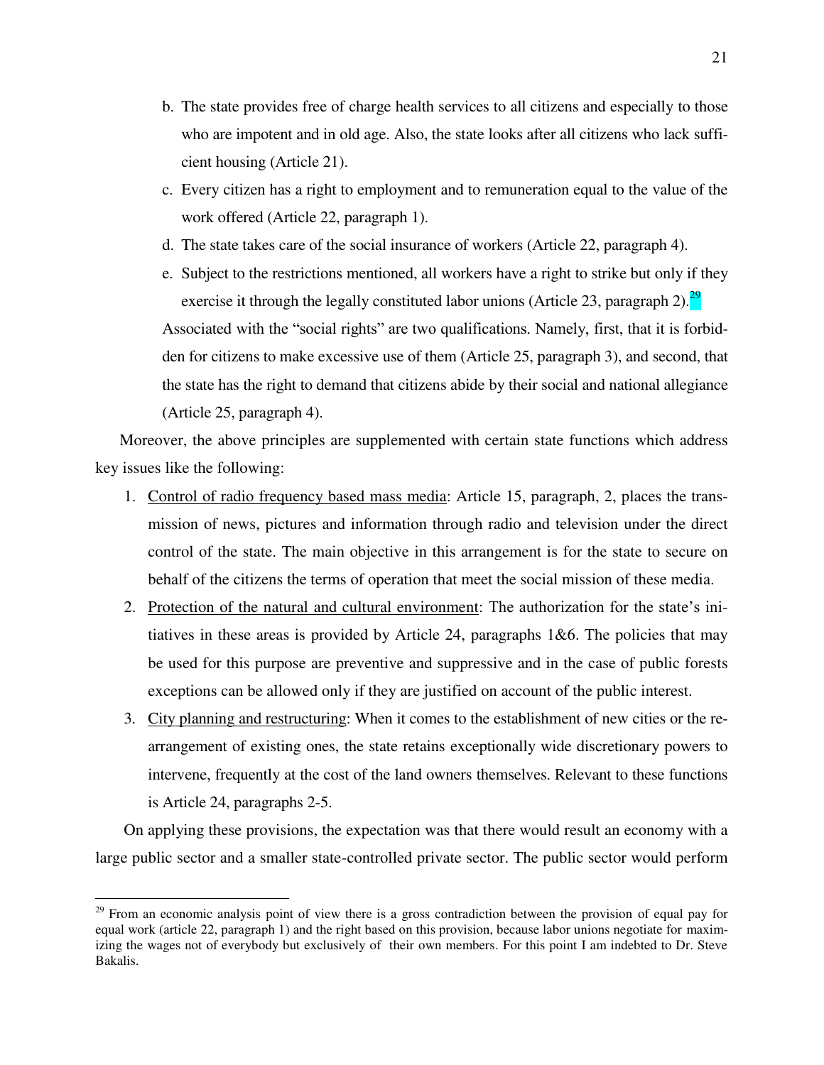b. The state provides free of charge health services to all citizens and especially to those who are impotent and in old age. Also, the state looks after all citizens who lack sufficient housing (Article 21).

c. Every citizen has a right to employment and to remuneration equal to the value of the work offered (Article 22, paragraph 1).

d. The state takes care of the social insurance of workers (Article 22, paragraph 4).

e. Subject to the restrictions mentioned, all workers have a right to strike but only if they exercise it through the legally constituted labor unions (Article 23, paragraph 2).[29]

Associated with the "social rights" are two qualifications. Namely, first, that it is forbidden for citizens to make excessive use of them (Article 25, paragraph 3), and second, that the state has the right to demand that citizens abide by their social and national allegiance (Article 25, paragraph 4).

Moreover, the above principles are supplemented with certain state functions which address key issues like the following:

1. Control of radio frequency based mass media: Article 15, paragraph, 2, places the transmission of news, pictures and information through radio and television under the direct control of the state. The main objective in this arrangement is for the state to secure on behalf of the citizens the terms of operation that meet the social mission of these media.
2. Protection of the natural and cultural environment: The authorization for the state's initiatives in these areas is provided by Article 24, paragraphs 1&6. The policies that may be used for this purpose are preventive and suppressive and in the case of public forests exceptions can be allowed only if they are justified on account of the public interest.
3. City planning and restructuring: When it comes to the establishment of new cities or the rearrangement of existing ones, the state retains exceptionally wide discretionary powers to intervene, frequently at the cost of the land owners themselves. Relevant to these functions is Article 24, paragraphs 2-5.

On applying these provisions, the expectation was that there would result an economy with a large public sector and a smaller state-controlled private sector. The public sector would perform

---

[29] From an economic analysis point of view there is a gross contradiction between the provision of equal pay for equal work (article 22, paragraph 1) and the right based on this provision, because labor unions negotiate for maximizing the wages not of everybody but exclusively of their own members. For this point I am indebted to Dr. Steve Bakalis.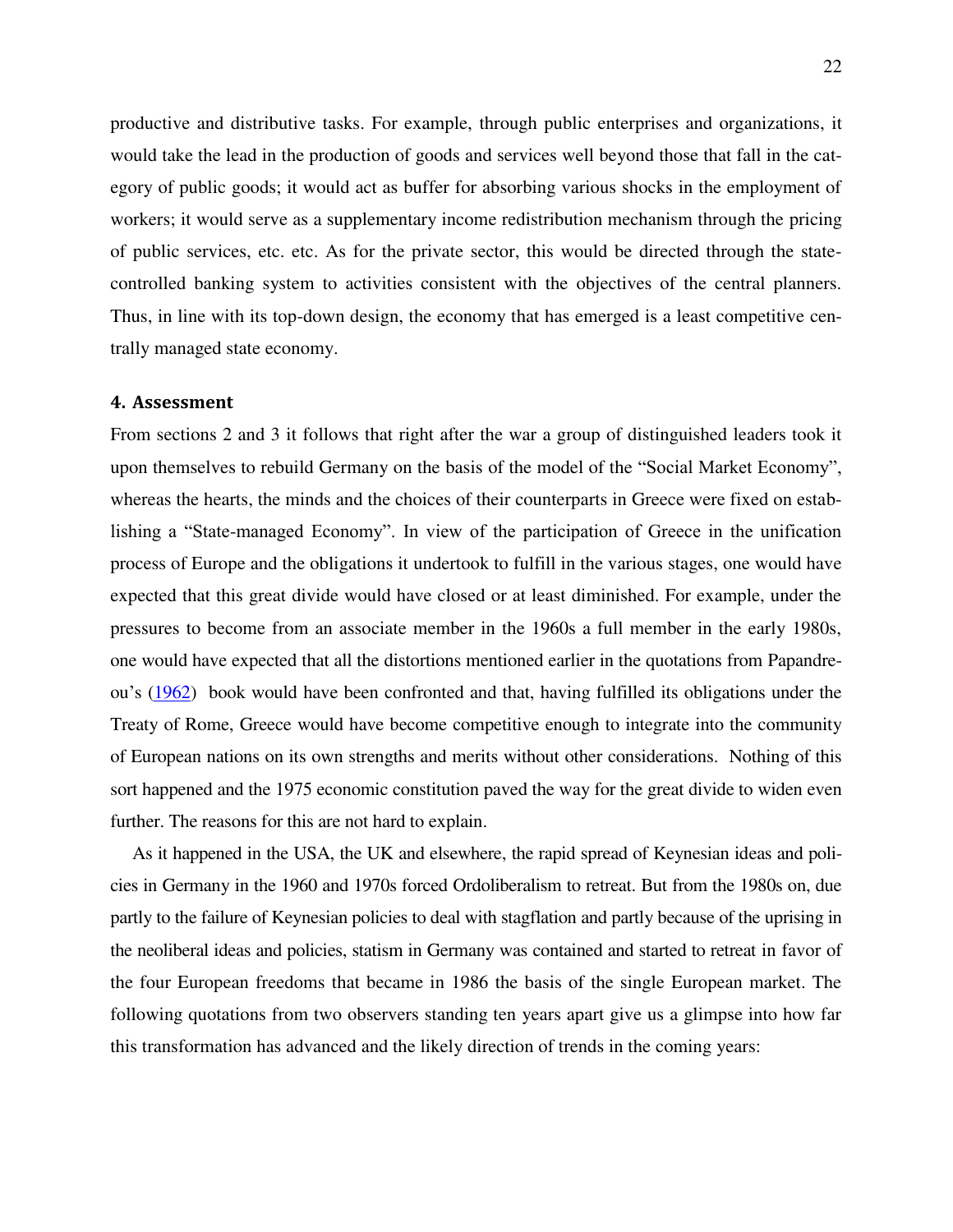productive and distributive tasks. For example, through public enterprises and organizations, it would take the lead in the production of goods and services well beyond those that fall in the category of public goods; it would act as buffer for absorbing various shocks in the employment of workers; it would serve as a supplementary income redistribution mechanism through the pricing of public services, etc. etc. As for the private sector, this would be directed through the state-controlled banking system to activities consistent with the objectives of the central planners. Thus, in line with its top-down design, the economy that has emerged is a least competitive centrally managed state economy.

## 4. Assessment

From sections 2 and 3 it follows that right after the war a group of distinguished leaders took it upon themselves to rebuild Germany on the basis of the model of the "Social Market Economy", whereas the hearts, the minds and the choices of their counterparts in Greece were fixed on establishing a "State-managed Economy". In view of the participation of Greece in the unification process of Europe and the obligations it undertook to fulfill in the various stages, one would have expected that this great divide would have closed or at least diminished. For example, under the pressures to become from an associate member in the 1960s a full member in the early 1980s, one would have expected that all the distortions mentioned earlier in the quotations from Papandreou's (1962) book would have been confronted and that, having fulfilled its obligations under the Treaty of Rome, Greece would have become competitive enough to integrate into the community of European nations on its own strengths and merits without other considerations. Nothing of this sort happened and the 1975 economic constitution paved the way for the great divide to widen even further. The reasons for this are not hard to explain.

As it happened in the USA, the UK and elsewhere, the rapid spread of Keynesian ideas and policies in Germany in the 1960 and 1970s forced Ordoliberalism to retreat. But from the 1980s on, due partly to the failure of Keynesian policies to deal with stagflation and partly because of the uprising in the neoliberal ideas and policies, statism in Germany was contained and started to retreat in favor of the four European freedoms that became in 1986 the basis of the single European market. The following quotations from two observers standing ten years apart give us a glimpse into how far this transformation has advanced and the likely direction of trends in the coming years: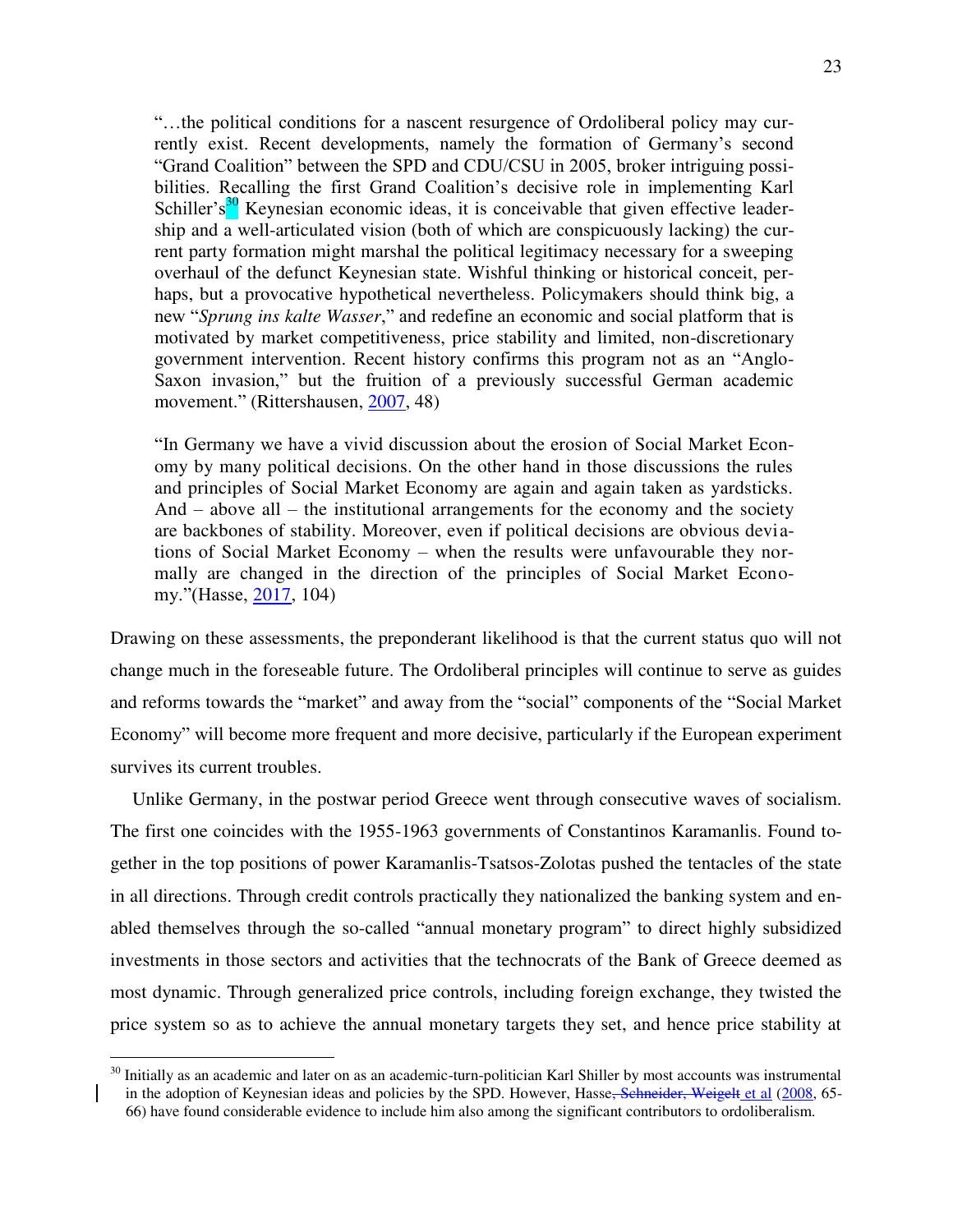"…the political conditions for a nascent resurgence of Ordoliberal policy may currently exist. Recent developments, namely the formation of Germany's second "Grand Coalition" between the SPD and CDU/CSU in 2005, broker intriguing possibilities. Recalling the first Grand Coalition's decisive role in implementing Karl Schiller's[30] Keynesian economic ideas, it is conceivable that given effective leadership and a well-articulated vision (both of which are conspicuously lacking) the current party formation might marshal the political legitimacy necessary for a sweeping overhaul of the defunct Keynesian state. Wishful thinking or historical conceit, perhaps, but a provocative hypothetical nevertheless. Policymakers should think big, a new "*Sprung ins kalte Wasser*," and redefine an economic and social platform that is motivated by market competitiveness, price stability and limited, non-discretionary government intervention. Recent history confirms this program not as an "Anglo-Saxon invasion," but the fruition of a previously successful German academic movement." (Rittershausen, 2007, 48)

"In Germany we have a vivid discussion about the erosion of Social Market Economy by many political decisions. On the other hand in those discussions the rules and principles of Social Market Economy are again and again taken as yardsticks. And – above all – the institutional arrangements for the economy and the society are backbones of stability. Moreover, even if political decisions are obvious deviations of Social Market Economy – when the results were unfavourable they normally are changed in the direction of the principles of Social Market Economy."(Hasse, 2017, 104)

Drawing on these assessments, the preponderant likelihood is that the current status quo will not change much in the foreseeable future. The Ordoliberal principles will continue to serve as guides and reforms towards the "market" and away from the "social" components of the "Social Market Economy" will become more frequent and more decisive, particularly if the European experiment survives its current troubles.

Unlike Germany, in the postwar period Greece went through consecutive waves of socialism. The first one coincides with the 1955-1963 governments of Constantinos Karamanlis. Found together in the top positions of power Karamanlis-Tsatsos-Zolotas pushed the tentacles of the state in all directions. Through credit controls practically they nationalized the banking system and enabled themselves through the so-called "annual monetary program" to direct highly subsidized investments in those sectors and activities that the technocrats of the Bank of Greece deemed as most dynamic. Through generalized price controls, including foreign exchange, they twisted the price system so as to achieve the annual monetary targets they set, and hence price stability at

[30] Initially as an academic and later on as an academic-turn-politician Karl Shiller by most accounts was instrumental in the adoption of Keynesian ideas and policies by the SPD. However, Hasse~~, Schneider, Weigelt~~ et al (2008, 65-66) have found considerable evidence to include him also among the significant contributors to ordoliberalism.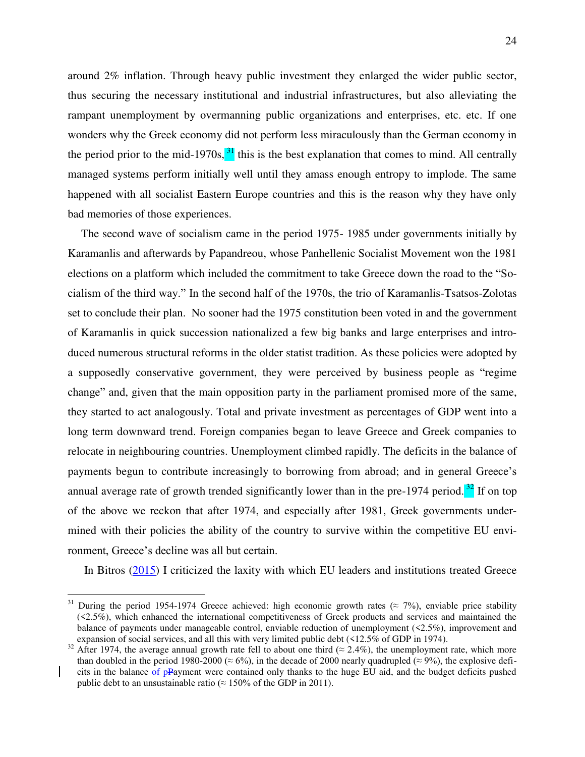around 2% inflation. Through heavy public investment they enlarged the wider public sector, thus securing the necessary institutional and industrial infrastructures, but also alleviating the rampant unemployment by overmanning public organizations and enterprises, etc. etc. If one wonders why the Greek economy did not perform less miraculously than the German economy in the period prior to the mid-1970s,[31] this is the best explanation that comes to mind. All centrally managed systems perform initially well until they amass enough entropy to implode. The same happened with all socialist Eastern Europe countries and this is the reason why they have only bad memories of those experiences.

The second wave of socialism came in the period 1975- 1985 under governments initially by Karamanlis and afterwards by Papandreou, whose Panhellenic Socialist Movement won the 1981 elections on a platform which included the commitment to take Greece down the road to the "Socialism of the third way." In the second half of the 1970s, the trio of Karamanlis-Tsatsos-Zolotas set to conclude their plan. No sooner had the 1975 constitution been voted in and the government of Karamanlis in quick succession nationalized a few big banks and large enterprises and introduced numerous structural reforms in the older statist tradition. As these policies were adopted by a supposedly conservative government, they were perceived by business people as "regime change" and, given that the main opposition party in the parliament promised more of the same, they started to act analogously. Total and private investment as percentages of GDP went into a long term downward trend. Foreign companies began to leave Greece and Greek companies to relocate in neighbouring countries. Unemployment climbed rapidly. The deficits in the balance of payments begun to contribute increasingly to borrowing from abroad; and in general Greece's annual average rate of growth trended significantly lower than in the pre-1974 period.[32] If on top of the above we reckon that after 1974, and especially after 1981, Greek governments undermined with their policies the ability of the country to survive within the competitive EU environment, Greece's decline was all but certain.

In Bitros (2015) I criticized the laxity with which EU leaders and institutions treated Greece

---

[31] During the period 1954-1974 Greece achieved: high economic growth rates (≈ 7%), enviable price stability (<2.5%), which enhanced the international competitiveness of Greek products and services and maintained the balance of payments under manageable control, enviable reduction of unemployment (<2.5%), improvement and expansion of social services, and all this with very limited public debt (<12.5% of GDP in 1974).

[32] After 1974, the average annual growth rate fell to about one third (≈ 2.4%), the unemployment rate, which more than doubled in the period 1980-2000 (≈ 6%), in the decade of 2000 nearly quadrupled (≈ 9%), the explosive deficits in the balance of pPayment were contained only thanks to the huge EU aid, and the budget deficits pushed public debt to an unsustainable ratio (≈ 150% of the GDP in 2011).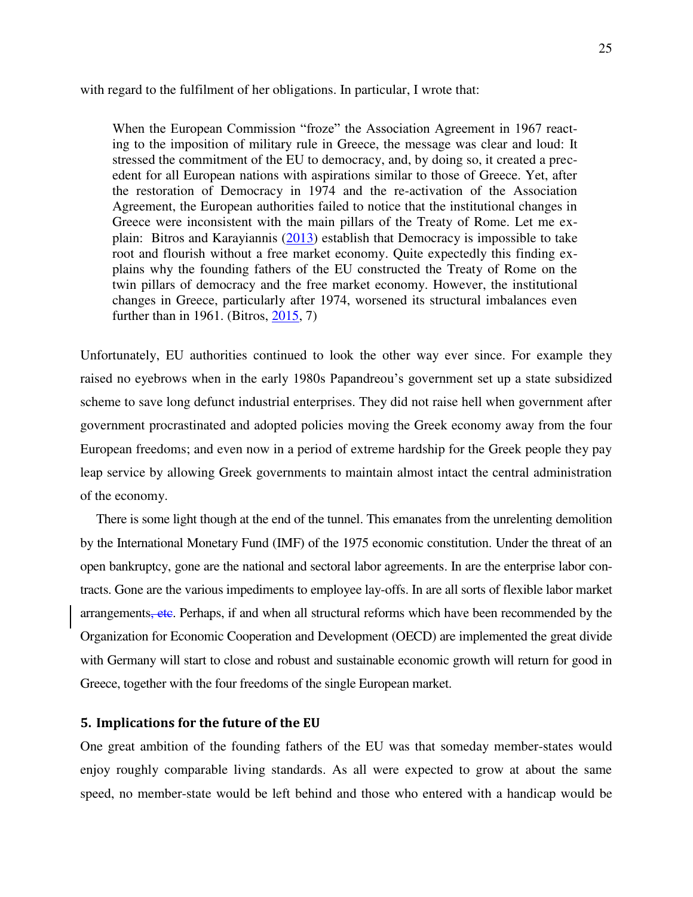with regard to the fulfilment of her obligations. In particular, I wrote that:

> When the European Commission "froze" the Association Agreement in 1967 reacting to the imposition of military rule in Greece, the message was clear and loud: It stressed the commitment of the EU to democracy, and, by doing so, it created a precedent for all European nations with aspirations similar to those of Greece. Yet, after the restoration of Democracy in 1974 and the re-activation of the Association Agreement, the European authorities failed to notice that the institutional changes in Greece were inconsistent with the main pillars of the Treaty of Rome. Let me explain: Bitros and Karayiannis (2013) establish that Democracy is impossible to take root and flourish without a free market economy. Quite expectedly this finding explains why the founding fathers of the EU constructed the Treaty of Rome on the twin pillars of democracy and the free market economy. However, the institutional changes in Greece, particularly after 1974, worsened its structural imbalances even further than in 1961. (Bitros, 2015, 7)

Unfortunately, EU authorities continued to look the other way ever since. For example they raised no eyebrows when in the early 1980s Papandreou's government set up a state subsidized scheme to save long defunct industrial enterprises. They did not raise hell when government after government procrastinated and adopted policies moving the Greek economy away from the four European freedoms; and even now in a period of extreme hardship for the Greek people they pay leap service by allowing Greek governments to maintain almost intact the central administration of the economy.

There is some light though at the end of the tunnel. This emanates from the unrelenting demolition by the International Monetary Fund (IMF) of the 1975 economic constitution. Under the threat of an open bankruptcy, gone are the national and sectoral labor agreements. In are the enterprise labor contracts. Gone are the various impediments to employee lay-offs. In are all sorts of flexible labor market arrangements. Perhaps, if and when all structural reforms which have been recommended by the Organization for Economic Cooperation and Development (OECD) are implemented the great divide with Germany will start to close and robust and sustainable economic growth will return for good in Greece, together with the four freedoms of the single European market.

## 5. Implications for the future of the EU

One great ambition of the founding fathers of the EU was that someday member-states would enjoy roughly comparable living standards. As all were expected to grow at about the same speed, no member-state would be left behind and those who entered with a handicap would be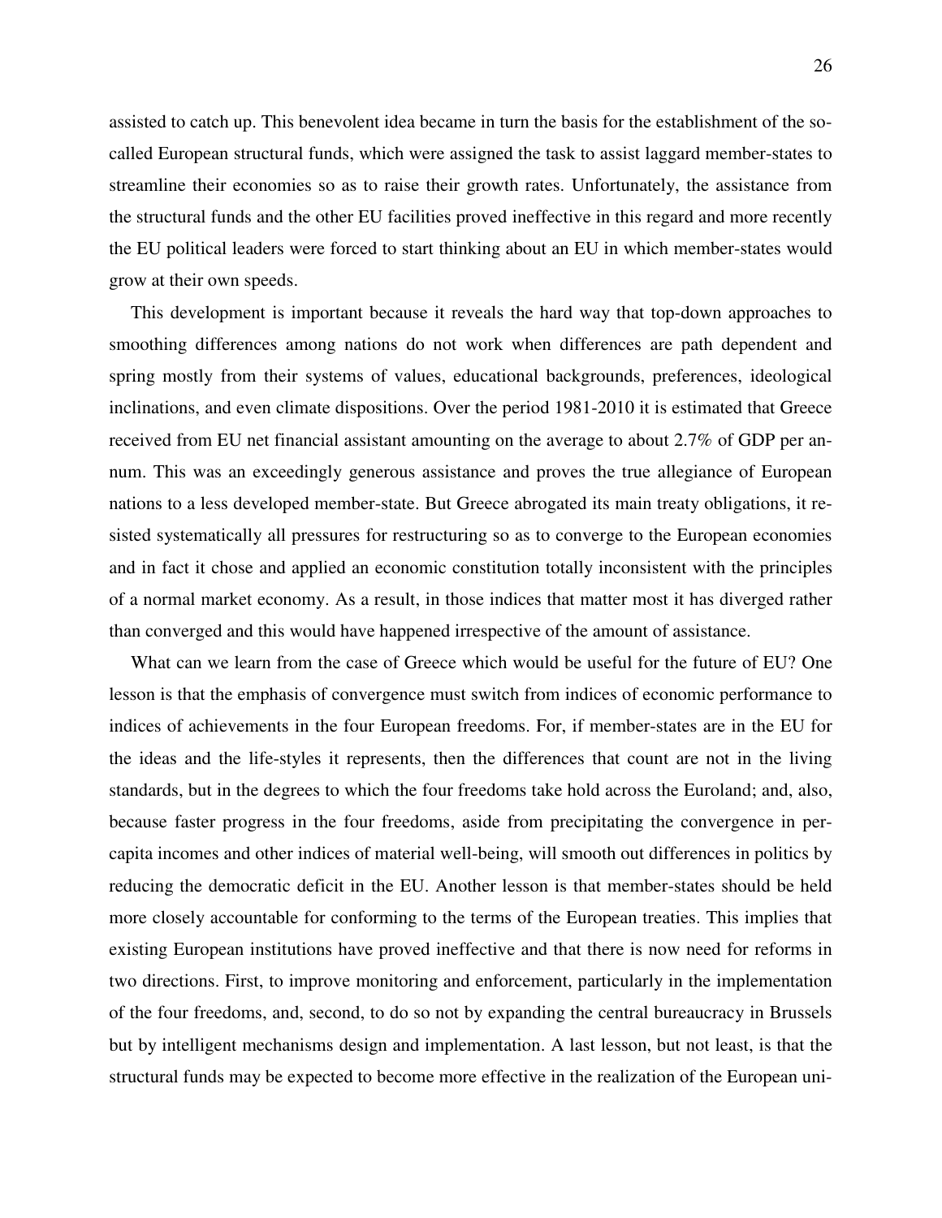assisted to catch up. This benevolent idea became in turn the basis for the establishment of the so-called European structural funds, which were assigned the task to assist laggard member-states to streamline their economies so as to raise their growth rates. Unfortunately, the assistance from the structural funds and the other EU facilities proved ineffective in this regard and more recently the EU political leaders were forced to start thinking about an EU in which member-states would grow at their own speeds.

This development is important because it reveals the hard way that top-down approaches to smoothing differences among nations do not work when differences are path dependent and spring mostly from their systems of values, educational backgrounds, preferences, ideological inclinations, and even climate dispositions. Over the period 1981-2010 it is estimated that Greece received from EU net financial assistant amounting on the average to about 2.7% of GDP per annum. This was an exceedingly generous assistance and proves the true allegiance of European nations to a less developed member-state. But Greece abrogated its main treaty obligations, it resisted systematically all pressures for restructuring so as to converge to the European economies and in fact it chose and applied an economic constitution totally inconsistent with the principles of a normal market economy. As a result, in those indices that matter most it has diverged rather than converged and this would have happened irrespective of the amount of assistance.

What can we learn from the case of Greece which would be useful for the future of EU? One lesson is that the emphasis of convergence must switch from indices of economic performance to indices of achievements in the four European freedoms. For, if member-states are in the EU for the ideas and the life-styles it represents, then the differences that count are not in the living standards, but in the degrees to which the four freedoms take hold across the Euroland; and, also, because faster progress in the four freedoms, aside from precipitating the convergence in per-capita incomes and other indices of material well-being, will smooth out differences in politics by reducing the democratic deficit in the EU. Another lesson is that member-states should be held more closely accountable for conforming to the terms of the European treaties. This implies that existing European institutions have proved ineffective and that there is now need for reforms in two directions. First, to improve monitoring and enforcement, particularly in the implementation of the four freedoms, and, second, to do so not by expanding the central bureaucracy in Brussels but by intelligent mechanisms design and implementation. A last lesson, but not least, is that the structural funds may be expected to become more effective in the realization of the European uni-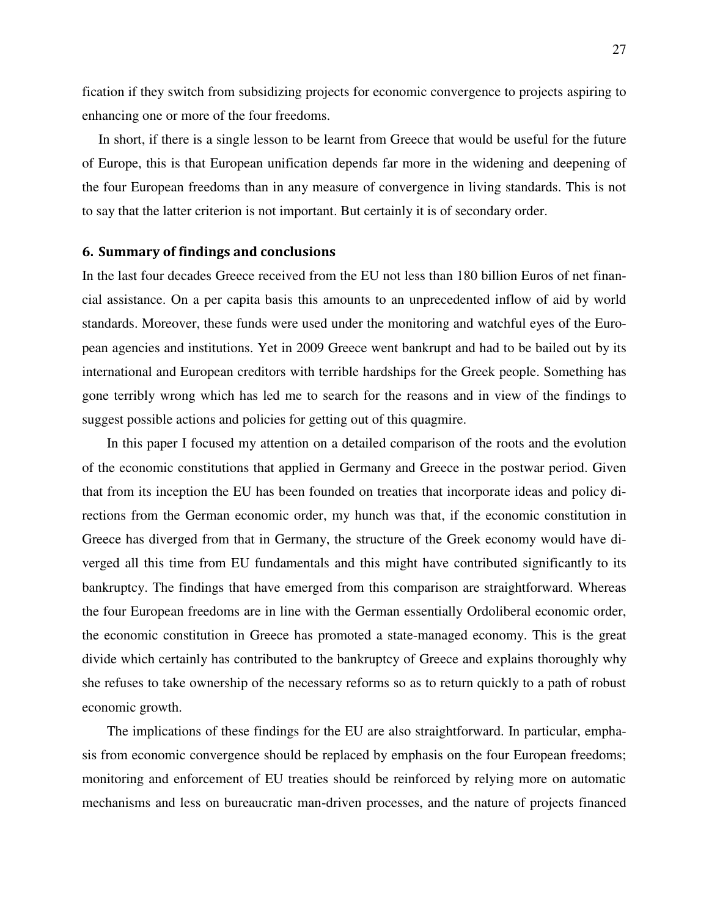fication if they switch from subsidizing projects for economic convergence to projects aspiring to enhancing one or more of the four freedoms.

In short, if there is a single lesson to be learnt from Greece that would be useful for the future of Europe, this is that European unification depends far more in the widening and deepening of the four European freedoms than in any measure of convergence in living standards. This is not to say that the latter criterion is not important. But certainly it is of secondary order.

## 6. Summary of findings and conclusions

In the last four decades Greece received from the EU not less than 180 billion Euros of net financial assistance. On a per capita basis this amounts to an unprecedented inflow of aid by world standards. Moreover, these funds were used under the monitoring and watchful eyes of the European agencies and institutions. Yet in 2009 Greece went bankrupt and had to be bailed out by its international and European creditors with terrible hardships for the Greek people. Something has gone terribly wrong which has led me to search for the reasons and in view of the findings to suggest possible actions and policies for getting out of this quagmire.

In this paper I focused my attention on a detailed comparison of the roots and the evolution of the economic constitutions that applied in Germany and Greece in the postwar period. Given that from its inception the EU has been founded on treaties that incorporate ideas and policy directions from the German economic order, my hunch was that, if the economic constitution in Greece has diverged from that in Germany, the structure of the Greek economy would have diverged all this time from EU fundamentals and this might have contributed significantly to its bankruptcy. The findings that have emerged from this comparison are straightforward. Whereas the four European freedoms are in line with the German essentially Ordoliberal economic order, the economic constitution in Greece has promoted a state-managed economy. This is the great divide which certainly has contributed to the bankruptcy of Greece and explains thoroughly why she refuses to take ownership of the necessary reforms so as to return quickly to a path of robust economic growth.

The implications of these findings for the EU are also straightforward. In particular, emphasis from economic convergence should be replaced by emphasis on the four European freedoms; monitoring and enforcement of EU treaties should be reinforced by relying more on automatic mechanisms and less on bureaucratic man-driven processes, and the nature of projects financed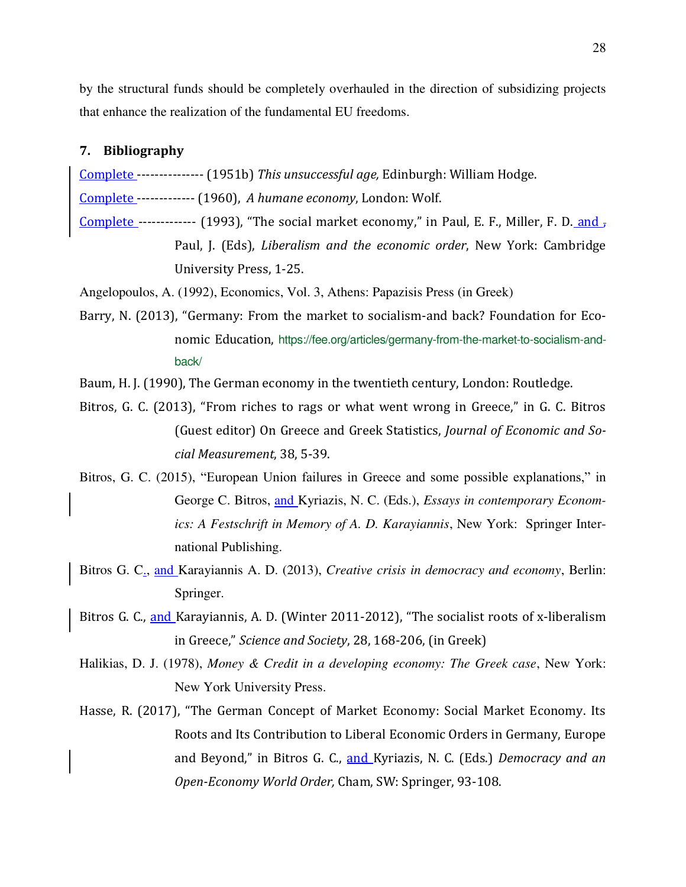by the structural funds should be completely overhauled in the direction of subsidizing projects that enhance the realization of the fundamental EU freedoms.

## 7. Bibliography

Complete -------------- (1951b) *This unsuccessful age,* Edinburgh: William Hodge.

Complete ------------ (1960), *A humane economy*, London: Wolf.

Complete ------------ (1993), "The social market economy," in Paul, E. F., Miller, F. D. and Paul, J. (Eds), *Liberalism and the economic order*, New York: Cambridge University Press, 1-25.

Angelopoulos, A. (1992), Economics, Vol. 3, Athens: Papazisis Press (in Greek)

Barry, N. (2013), "Germany: From the market to socialism-and back? Foundation for Economic Education, https://fee.org/articles/germany-from-the-market-to-socialism-and-back/

Baum, H. J. (1990), The German economy in the twentieth century, London: Routledge.

Bitros, G. C. (2013), "From riches to rags or what went wrong in Greece," in G. C. Bitros (Guest editor) On Greece and Greek Statistics, *Journal of Economic and Social Measurement*, 38, 5-39.

Bitros, G. C. (2015), "European Union failures in Greece and some possible explanations," in George C. Bitros, and Kyriazis, N. C. (Eds.), *Essays in contemporary Economics: A Festschrift in Memory of A. D. Karayiannis*, New York: Springer International Publishing.

Bitros G. C., and Karayiannis A. D. (2013), *Creative crisis in democracy and economy*, Berlin: Springer.

Bitros G. C., and Karayiannis, A. D. (Winter 2011-2012), "The socialist roots of x-liberalism in Greece," *Science and Society*, 28, 168-206, (in Greek)

Halikias, D. J. (1978), *Money & Credit in a developing economy: The Greek case*, New York: New York University Press.

Hasse, R. (2017), "The German Concept of Market Economy: Social Market Economy. Its Roots and Its Contribution to Liberal Economic Orders in Germany, Europe and Beyond," in Bitros G. C., and Kyriazis, N. C. (Eds.) *Democracy and an Open-Economy World Order,* Cham, SW: Springer, 93-108.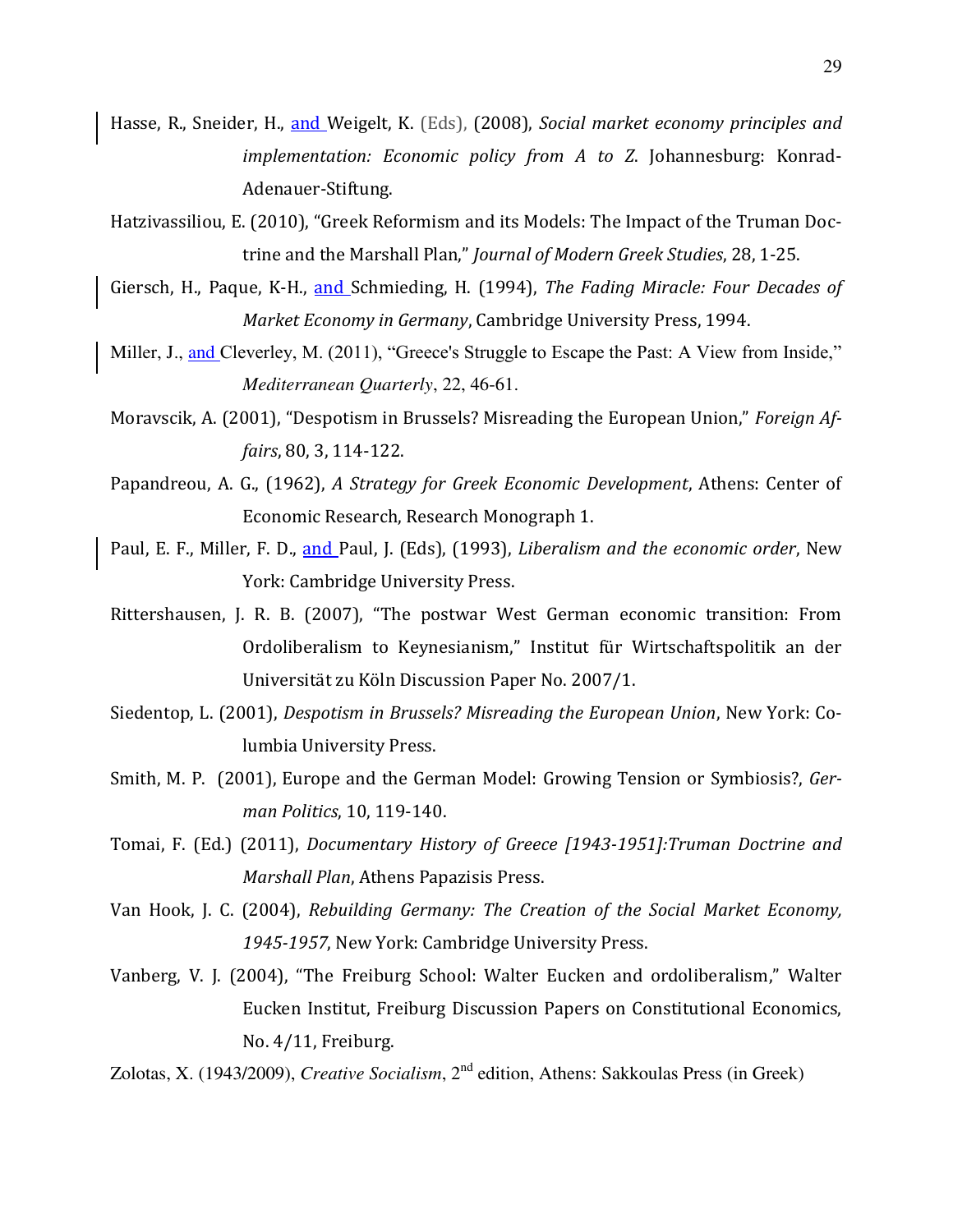Hasse, R., Sneider, H., and Weigelt, K. (Eds), (2008), *Social market economy principles and implementation: Economic policy from A to Z*. Johannesburg: Konrad-Adenauer-Stiftung.

Hatzivassiliou, E. (2010), "Greek Reformism and its Models: The Impact of the Truman Doctrine and the Marshall Plan," *Journal of Modern Greek Studies*, 28, 1-25.

Giersch, H., Paque, K-H., and Schmieding, H. (1994), *The Fading Miracle: Four Decades of Market Economy in Germany*, Cambridge University Press, 1994.

Miller, J., and Cleverley, M. (2011), "Greece's Struggle to Escape the Past: A View from Inside," *Mediterranean Quarterly*, 22, 46-61.

Moravscik, A. (2001), "Despotism in Brussels? Misreading the European Union," *Foreign Affairs*, 80, 3, 114-122.

Papandreou, A. G., (1962), *A Strategy for Greek Economic Development*, Athens: Center of Economic Research, Research Monograph 1.

Paul, E. F., Miller, F. D., and Paul, J. (Eds), (1993), *Liberalism and the economic order*, New York: Cambridge University Press.

Rittershausen, J. R. B. (2007), "The postwar West German economic transition: From Ordoliberalism to Keynesianism," Institut für Wirtschaftspolitik an der Universität zu Köln Discussion Paper No. 2007/1.

Siedentop, L. (2001), *Despotism in Brussels? Misreading the European Union*, New York: Columbia University Press.

Smith, M. P. (2001), Europe and the German Model: Growing Tension or Symbiosis?, *German Politics*, 10, 119-140.

Tomai, F. (Ed.) (2011), *Documentary History of Greece [1943-1951]:Truman Doctrine and Marshall Plan*, Athens Papazisis Press.

Van Hook, J. C. (2004), *Rebuilding Germany: The Creation of the Social Market Economy, 1945-1957*, New York: Cambridge University Press.

Vanberg, V. J. (2004), "The Freiburg School: Walter Eucken and ordoliberalism," Walter Eucken Institut, Freiburg Discussion Papers on Constitutional Economics, No. 4/11, Freiburg.

Zolotas, X. (1943/2009), *Creative Socialism*, 2nd edition, Athens: Sakkoulas Press (in Greek)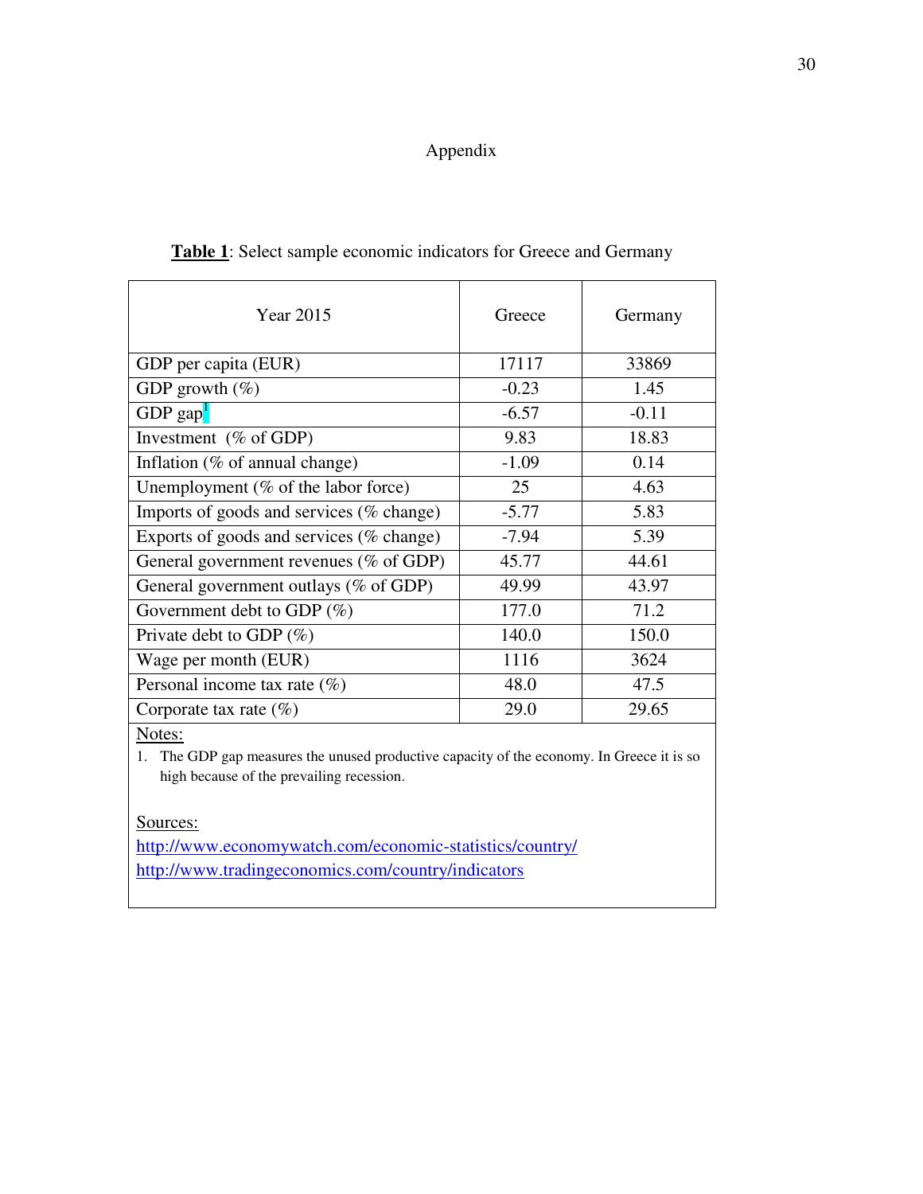# Appendix

**Table 1**: Select sample economic indicators for Greece and Germany

| Year 2015 | Greece | Germany |
|---|---|---|
| GDP per capita (EUR) | 17117 | 33869 |
| GDP growth (%) | -0.23 | 1.45 |
| GDP gap[1] | -6.57 | -0.11 |
| Investment (% of GDP) | 9.83 | 18.83 |
| Inflation (% of annual change) | -1.09 | 0.14 |
| Unemployment (% of the labor force) | 25 | 4.63 |
| Imports of goods and services (% change) | -5.77 | 5.83 |
| Exports of goods and services (% change) | -7.94 | 5.39 |
| General government revenues (% of GDP) | 45.77 | 44.61 |
| General government outlays (% of GDP) | 49.99 | 43.97 |
| Government debt to GDP (%) | 177.0 | 71.2 |
| Private debt to GDP (%) | 140.0 | 150.0 |
| Wage per month (EUR) | 1116 | 3624 |
| Personal income tax rate (%) | 48.0 | 47.5 |
| Corporate tax rate (%) | 29.0 | 29.65 |

Notes:

1. The GDP gap measures the unused productive capacity of the economy. In Greece it is so high because of the prevailing recession.

Sources:

http://www.economywatch.com/economic-statistics/country/

http://www.tradingeconomics.com/country/indicators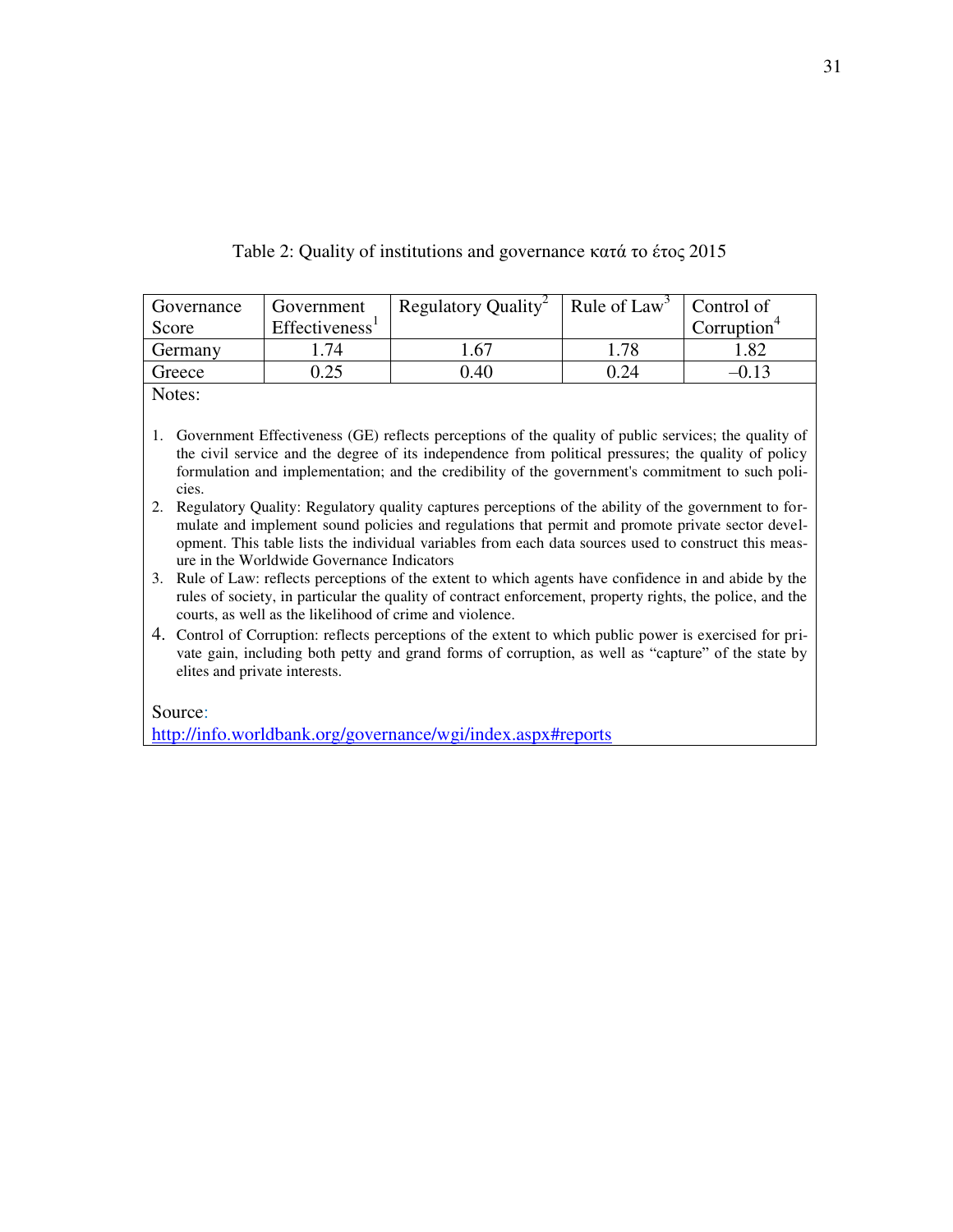Table 2: Quality of institutions and governance κατά το έτος 2015

| Governance Score | Government Effectiveness[1] | Regulatory Quality[2] | Rule of Law[3] | Control of Corruption[4] |
|---|---|---|---|---|
| Germany | 1.74 | 1.67 | 1.78 | 1.82 |
| Greece | 0.25 | 0.40 | 0.24 | –0.13 |

Notes:

1. Government Effectiveness (GE) reflects perceptions of the quality of public services; the quality of the civil service and the degree of its independence from political pressures; the quality of policy formulation and implementation; and the credibility of the government's commitment to such policies.
2. Regulatory Quality: Regulatory quality captures perceptions of the ability of the government to formulate and implement sound policies and regulations that permit and promote private sector development. This table lists the individual variables from each data sources used to construct this measure in the Worldwide Governance Indicators
3. Rule of Law: reflects perceptions of the extent to which agents have confidence in and abide by the rules of society, in particular the quality of contract enforcement, property rights, the police, and the courts, as well as the likelihood of crime and violence.
4. Control of Corruption: reflects perceptions of the extent to which public power is exercised for private gain, including both petty and grand forms of corruption, as well as "capture" of the state by elites and private interests.

Source:
http://info.worldbank.org/governance/wgi/index.aspx#reports